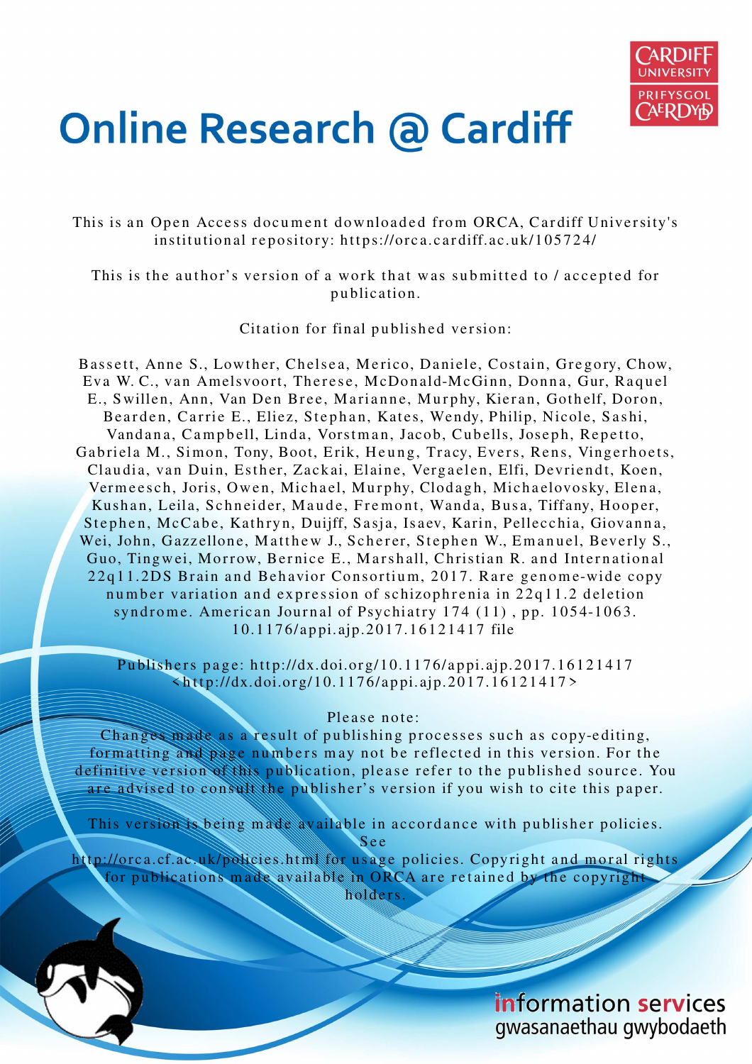# Online Research @ Cardiff

This is an Open Access document downloaded from ORCA, Cardiff University's institutional repository: https://orca.cardiff.ac.uk/105724/

This is the author's version of a work that was submitted to / accepted for publication.

Citation for final published version:

Bassett, Anne S., Lowther, Chelsea, Merico, Daniele, Costain, Gregory, Chow, Eva W. C., van Amelsvoort, Therese, McDonald-McGinn, Donna, Gur, Raquel E., Swillen, Ann, Van Den Bree, Marianne, Murphy, Kieran, Gothelf, Doron, Bearden, Carrie E., Eliez, Stephan, Kates, Wendy, Philip, Nicole, Sashi, Vandana, Campbell, Linda, Vorstman, Jacob, Cubells, Joseph, Repetto, Gabriela M., Simon, Tony, Boot, Erik, Heung, Tracy, Evers, Rens, Vingerhoets, Claudia, van Duin, Esther, Zackai, Elaine, Vergaelen, Elfi, Devriendt, Koen, Vermeesch, Joris, Owen, Michael, Murphy, Clodagh, Michaelovosky, Elena, Kushan, Leila, Schneider, Maude, Fremont, Wanda, Busa, Tiffany, Hooper, Stephen, McCabe, Kathryn, Duijff, Sasja, Isaev, Karin, Pellecchia, Giovanna, Wei, John, Gazzellone, Matthew J., Scherer, Stephen W., Emanuel, Beverly S., Guo, Tingwei, Morrow, Bernice E., Marshall, Christian R. and International 22q11.2DS Brain and Behavior Consortium, 2017. Rare genome-wide copy number variation and expression of schizophrenia in 22q11.2 deletion syndrome. American Journal of Psychiatry 174 (11) , pp. 1054-1063. 10.1176/appi.ajp.2017.16121417 file

Publishers page: http://dx.doi.org/10.1176/appi.ajp.2017.16121417 <http://dx.doi.org/10.1176/appi.ajp.2017.16121417>

Please note:
Changes made as a result of publishing processes such as copy-editing, formatting and page numbers may not be reflected in this version. For the definitive version of this publication, please refer to the published source. You are advised to consult the publisher's version if you wish to cite this paper.

This version is being made available in accordance with publisher policies. See http://orca.cf.ac.uk/policies.html for usage policies. Copyright and moral rights for publications made available in ORCA are retained by the copyright holders.

information services
gwasanaethau gwybodaeth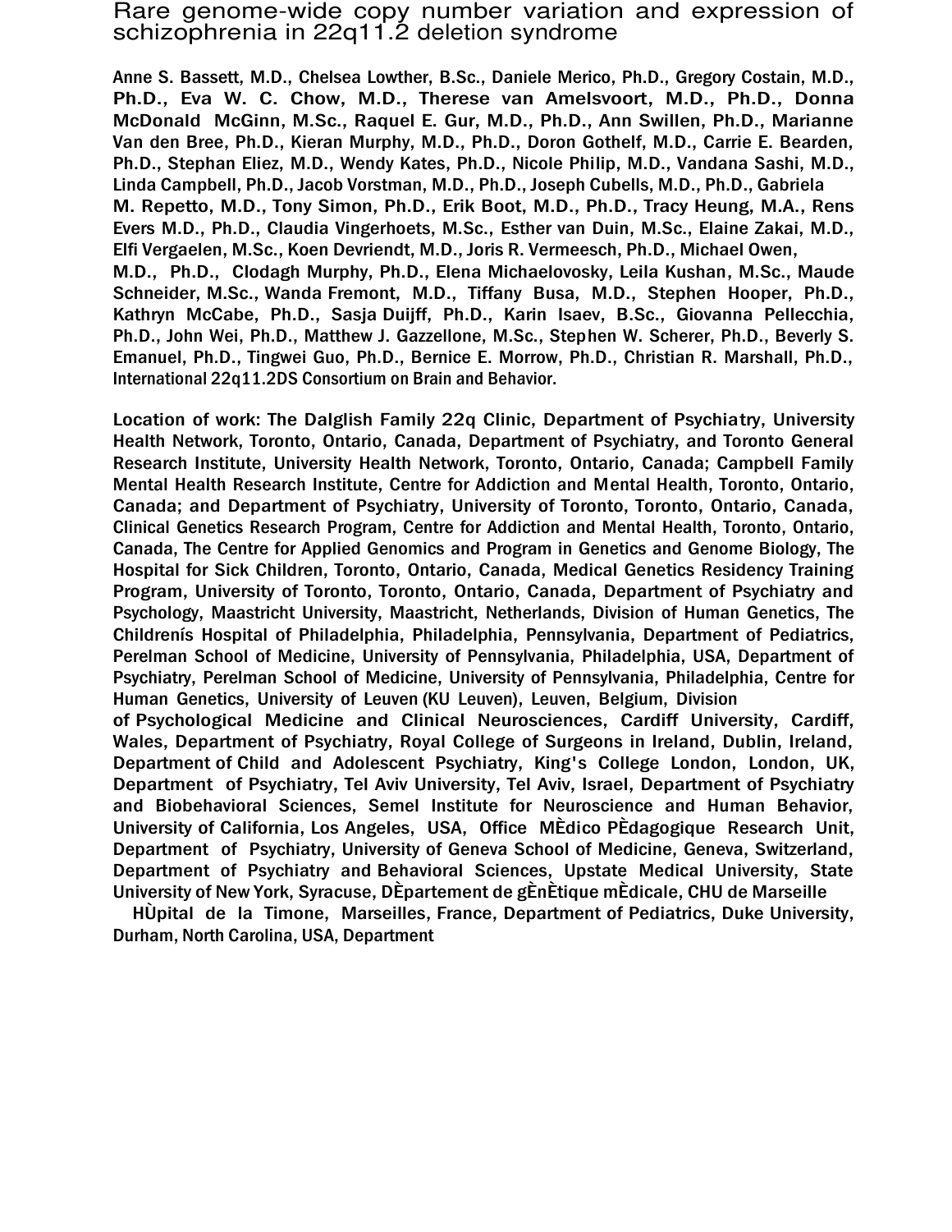# Rare genome-wide copy number variation and expression of schizophrenia in 22q11.2 deletion syndrome

Anne S. Bassett, M.D., Chelsea Lowther, B.Sc., Daniele Merico, Ph.D., Gregory Costain, M.D., Ph.D., Eva W. C. Chow, M.D., Therese van Amelsvoort, M.D., Ph.D., Donna McDonald McGinn, M.Sc., Raquel E. Gur, M.D., Ph.D., Ann Swillen, Ph.D., Marianne Van den Bree, Ph.D., Kieran Murphy, M.D., Ph.D., Doron Gothelf, M.D., Carrie E. Bearden, Ph.D., Stephan Eliez, M.D., Wendy Kates, Ph.D., Nicole Philip, M.D., Vandana Sashi, M.D., Linda Campbell, Ph.D., Jacob Vorstman, M.D., Ph.D., Joseph Cubells, M.D., Ph.D., Gabriela M. Repetto, M.D., Tony Simon, Ph.D., Erik Boot, M.D., Ph.D., Tracy Heung, M.A., Rens Evers M.D., Ph.D., Claudia Vingerhoets, M.Sc., Esther van Duin, M.Sc., Elaine Zakai, M.D., Elfi Vergaelen, M.Sc., Koen Devriendt, M.D., Joris R. Vermeesch, Ph.D., Michael Owen, M.D., Ph.D., Clodagh Murphy, Ph.D., Elena Michaelovosky, Leila Kushan, M.Sc., Maude Schneider, M.Sc., Wanda Fremont, M.D., Tiffany Busa, M.D., Stephen Hooper, Ph.D., Kathryn McCabe, Ph.D., Sasja Duijff, Ph.D., Karin Isaev, B.Sc., Giovanna Pellecchia, Ph.D., John Wei, Ph.D., Matthew J. Gazzellone, M.Sc., Stephen W. Scherer, Ph.D., Beverly S. Emanuel, Ph.D., Tingwei Guo, Ph.D., Bernice E. Morrow, Ph.D., Christian R. Marshall, Ph.D., International 22q11.2DS Consortium on Brain and Behavior.

Location of work: The Dalglish Family 22q Clinic, Department of Psychiatry, University Health Network, Toronto, Ontario, Canada, Department of Psychiatry, and Toronto General Research Institute, University Health Network, Toronto, Ontario, Canada; Campbell Family Mental Health Research Institute, Centre for Addiction and Mental Health, Toronto, Ontario, Canada; and Department of Psychiatry, University of Toronto, Toronto, Ontario, Canada, Clinical Genetics Research Program, Centre for Addiction and Mental Health, Toronto, Ontario, Canada, The Centre for Applied Genomics and Program in Genetics and Genome Biology, The Hospital for Sick Children, Toronto, Ontario, Canada, Medical Genetics Residency Training Program, University of Toronto, Toronto, Ontario, Canada, Department of Psychiatry and Psychology, Maastricht University, Maastricht, Netherlands, Division of Human Genetics, The Childrenís Hospital of Philadelphia, Philadelphia, Pennsylvania, Department of Pediatrics, Perelman School of Medicine, University of Pennsylvania, Philadelphia, USA, Department of Psychiatry, Perelman School of Medicine, University of Pennsylvania, Philadelphia, Centre for Human Genetics, University of Leuven (KU Leuven), Leuven, Belgium, Division of Psychological Medicine and Clinical Neurosciences, Cardiff University, Cardiff, Wales, Department of Psychiatry, Royal College of Surgeons in Ireland, Dublin, Ireland, Department of Child and Adolescent Psychiatry, King's College London, London, UK, Department of Psychiatry, Tel Aviv University, Tel Aviv, Israel, Department of Psychiatry and Biobehavioral Sciences, Semel Institute for Neuroscience and Human Behavior, University of California, Los Angeles, USA, Office MÈdico PÈdagogique Research Unit, Department of Psychiatry, University of Geneva School of Medicine, Geneva, Switzerland, Department of Psychiatry and Behavioral Sciences, Upstate Medical University, State University of New York, Syracuse, DÈpartement de gÈnÈtique mÈdicale, CHU de Marseille HÙpital de la Timone, Marseilles, France, Department of Pediatrics, Duke University, Durham, North Carolina, USA, Department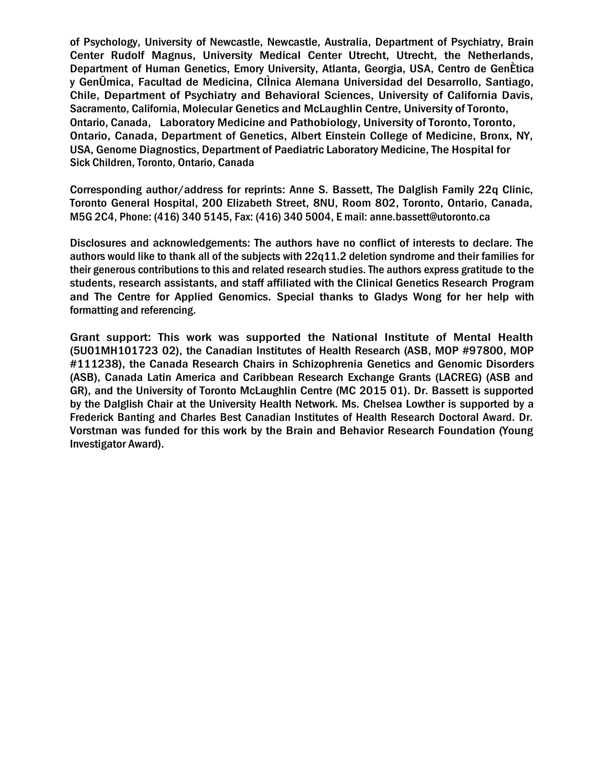of Psychology, University of Newcastle, Newcastle, Australia, Department of Psychiatry, Brain Center Rudolf Magnus, University Medical Center Utrecht, Utrecht, the Netherlands, Department of Human Genetics, Emory University, Atlanta, Georgia, USA, Centro de GenÈtica y GenÛmica, Facultad de Medicina, ClÌnica Alemana Universidad del Desarrollo, Santiago, Chile, Department of Psychiatry and Behavioral Sciences, University of California Davis, Sacramento, California, Molecular Genetics and McLaughlin Centre, University of Toronto, Ontario, Canada, Laboratory Medicine and Pathobiology, University of Toronto, Toronto, Ontario, Canada, Department of Genetics, Albert Einstein College of Medicine, Bronx, NY, USA, Genome Diagnostics, Department of Paediatric Laboratory Medicine, The Hospital for Sick Children, Toronto, Ontario, Canada

Corresponding author/address for reprints: Anne S. Bassett, The Dalglish Family 22q Clinic, Toronto General Hospital, 200 Elizabeth Street, 8NU, Room 802, Toronto, Ontario, Canada, M5G 2C4, Phone: (416) 340 5145, Fax: (416) 340 5004, E mail: anne.bassett@utoronto.ca

Disclosures and acknowledgements: The authors have no conflict of interests to declare. The authors would like to thank all of the subjects with 22q11.2 deletion syndrome and their families for their generous contributions to this and related research studies. The authors express gratitude to the students, research assistants, and staff affiliated with the Clinical Genetics Research Program and The Centre for Applied Genomics. Special thanks to Gladys Wong for her help with formatting and referencing.

Grant support: This work was supported the National Institute of Mental Health (5U01MH101723 02), the Canadian Institutes of Health Research (ASB, MOP #97800, MOP #111238), the Canada Research Chairs in Schizophrenia Genetics and Genomic Disorders (ASB), Canada Latin America and Caribbean Research Exchange Grants (LACREG) (ASB and GR), and the University of Toronto McLaughlin Centre (MC 2015 01). Dr. Bassett is supported by the Dalglish Chair at the University Health Network. Ms. Chelsea Lowther is supported by a Frederick Banting and Charles Best Canadian Institutes of Health Research Doctoral Award. Dr. Vorstman was funded for this work by the Brain and Behavior Research Foundation (Young Investigator Award).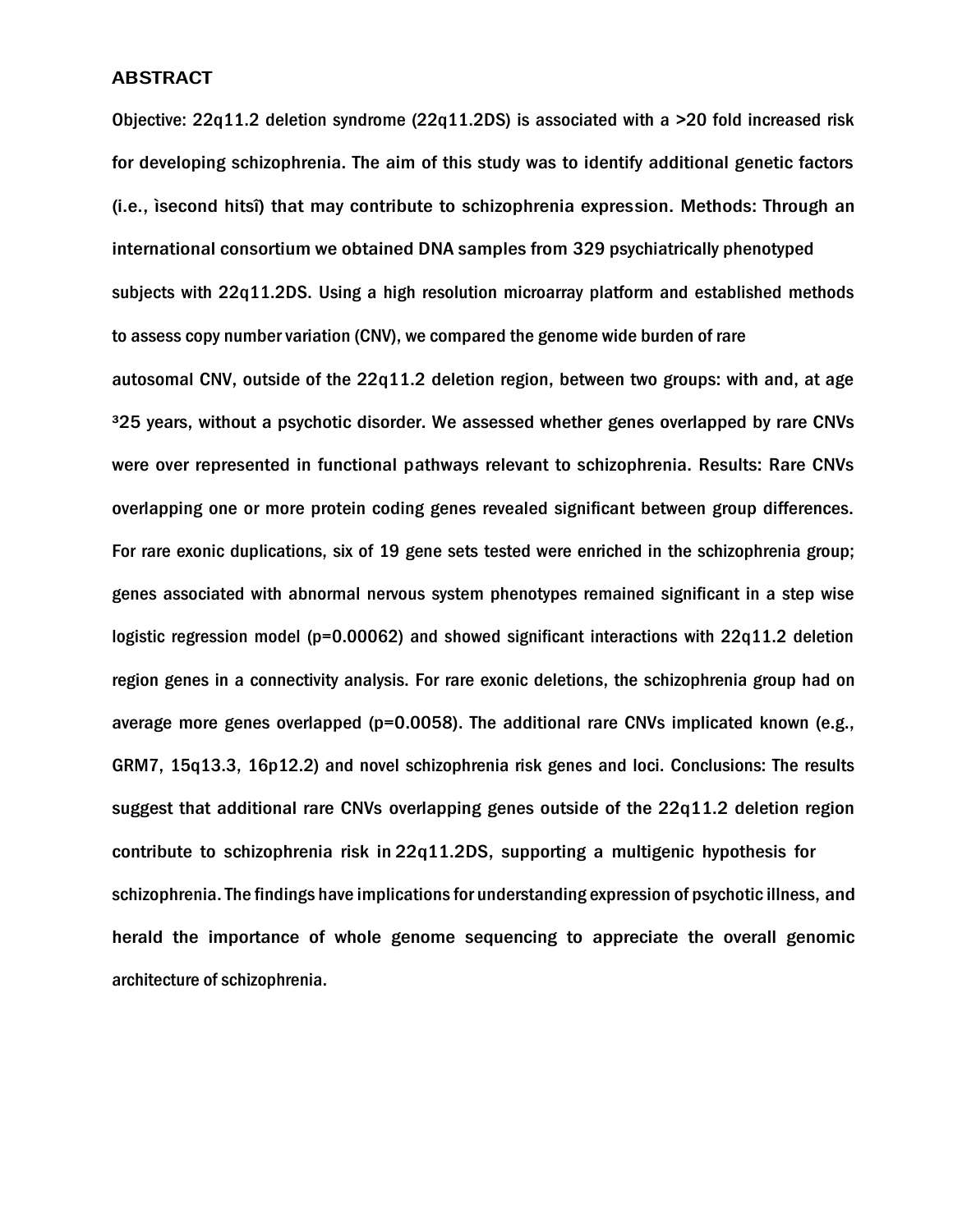## ABSTRACT

Objective: 22q11.2 deletion syndrome (22q11.2DS) is associated with a >20 fold increased risk for developing schizophrenia. The aim of this study was to identify additional genetic factors (i.e., ìsecond hitsî) that may contribute to schizophrenia expression. Methods: Through an international consortium we obtained DNA samples from 329 psychiatrically phenotyped subjects with 22q11.2DS. Using a high resolution microarray platform and established methods to assess copy number variation (CNV), we compared the genome wide burden of rare autosomal CNV, outside of the 22q11.2 deletion region, between two groups: with and, at age ³25 years, without a psychotic disorder. We assessed whether genes overlapped by rare CNVs were over represented in functional pathways relevant to schizophrenia. Results: Rare CNVs overlapping one or more protein coding genes revealed significant between group differences. For rare exonic duplications, six of 19 gene sets tested were enriched in the schizophrenia group; genes associated with abnormal nervous system phenotypes remained significant in a step wise logistic regression model ($p=0.00062$) and showed significant interactions with 22q11.2 deletion region genes in a connectivity analysis. For rare exonic deletions, the schizophrenia group had on average more genes overlapped ($p=0.0058$). The additional rare CNVs implicated known (e.g., GRM7, 15q13.3, 16p12.2) and novel schizophrenia risk genes and loci. Conclusions: The results suggest that additional rare CNVs overlapping genes outside of the 22q11.2 deletion region contribute to schizophrenia risk in 22q11.2DS, supporting a multigenic hypothesis for schizophrenia. The findings have implications for understanding expression of psychotic illness, and herald the importance of whole genome sequencing to appreciate the overall genomic architecture of schizophrenia.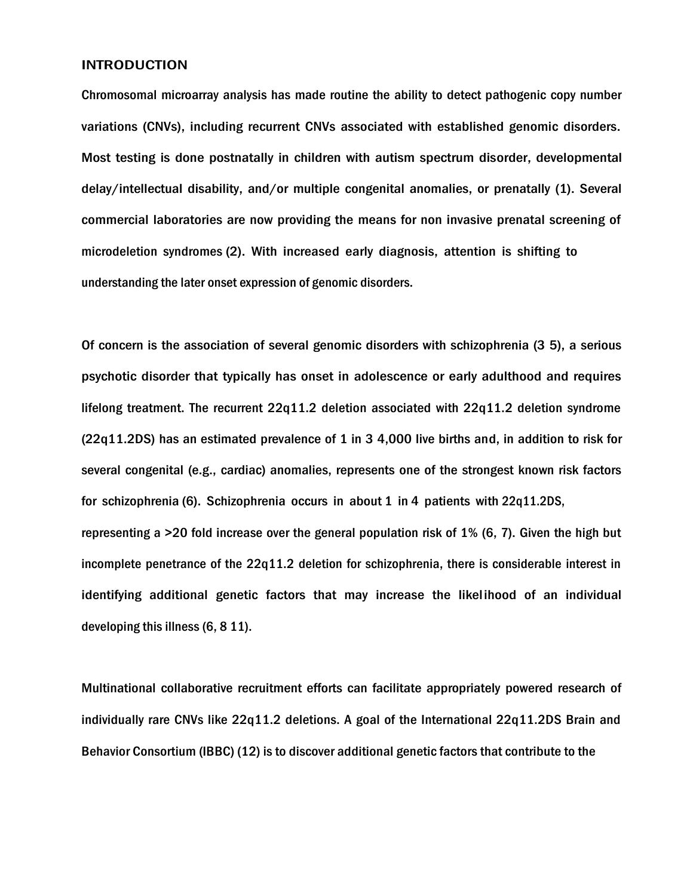## INTRODUCTION

Chromosomal microarray analysis has made routine the ability to detect pathogenic copy number variations (CNVs), including recurrent CNVs associated with established genomic disorders. Most testing is done postnatally in children with autism spectrum disorder, developmental delay/intellectual disability, and/or multiple congenital anomalies, or prenatally (1). Several commercial laboratories are now providing the means for non invasive prenatal screening of microdeletion syndromes (2). With increased early diagnosis, attention is shifting to understanding the later onset expression of genomic disorders.

Of concern is the association of several genomic disorders with schizophrenia (3 5), a serious psychotic disorder that typically has onset in adolescence or early adulthood and requires lifelong treatment. The recurrent 22q11.2 deletion associated with 22q11.2 deletion syndrome (22q11.2DS) has an estimated prevalence of 1 in 3 4,000 live births and, in addition to risk for several congenital (e.g., cardiac) anomalies, represents one of the strongest known risk factors for schizophrenia (6). Schizophrenia occurs in about 1 in 4 patients with 22q11.2DS, representing a >20 fold increase over the general population risk of 1% (6, 7). Given the high but incomplete penetrance of the 22q11.2 deletion for schizophrenia, there is considerable interest in identifying additional genetic factors that may increase the likelihood of an individual developing this illness (6, 8 11).

Multinational collaborative recruitment efforts can facilitate appropriately powered research of individually rare CNVs like 22q11.2 deletions. A goal of the International 22q11.2DS Brain and Behavior Consortium (IBBC) (12) is to discover additional genetic factors that contribute to the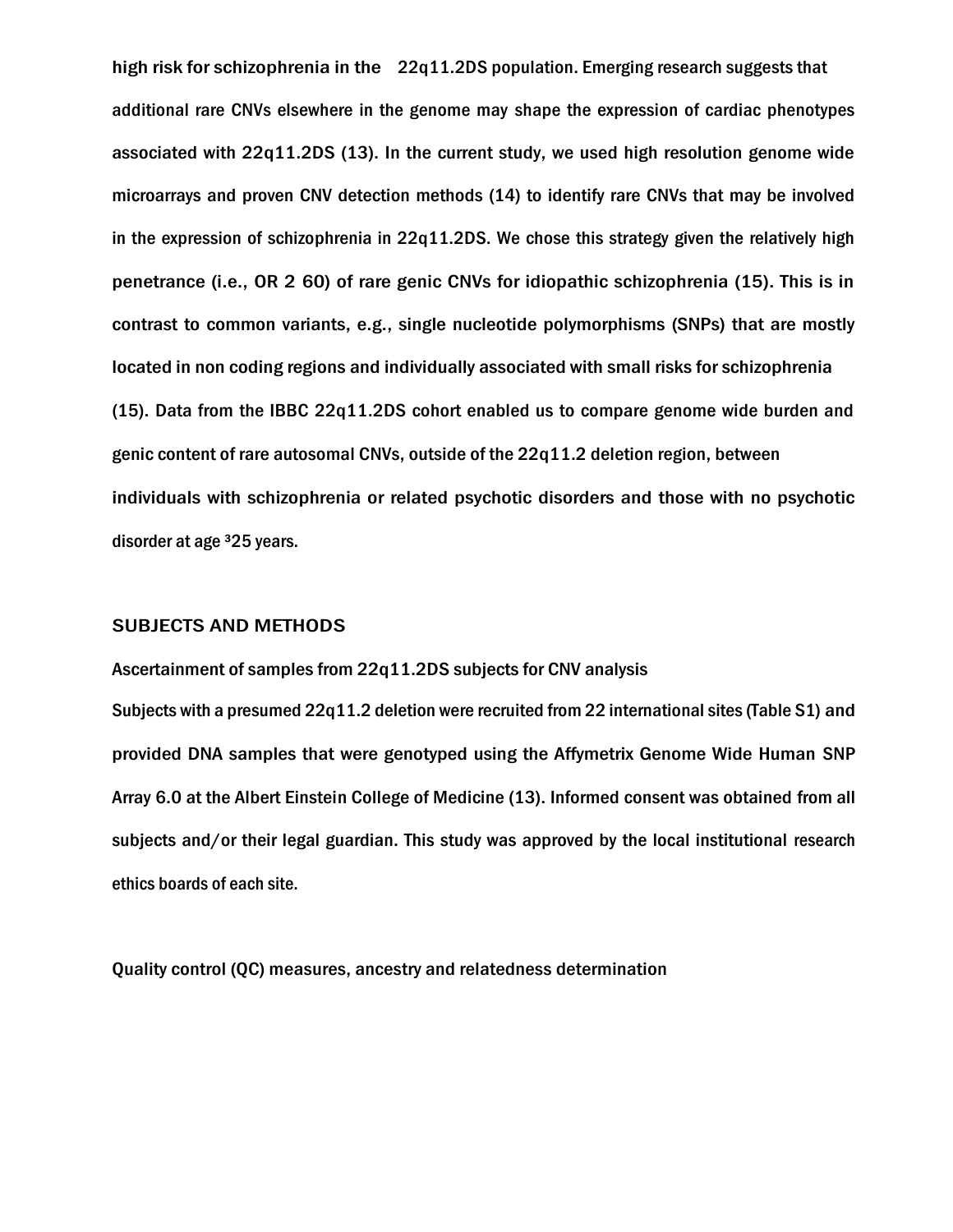high risk for schizophrenia in the 22q11.2DS population. Emerging research suggests that additional rare CNVs elsewhere in the genome may shape the expression of cardiac phenotypes associated with 22q11.2DS (13). In the current study, we used high resolution genome wide microarrays and proven CNV detection methods (14) to identify rare CNVs that may be involved in the expression of schizophrenia in 22q11.2DS. We chose this strategy given the relatively high penetrance (i.e., OR 2 60) of rare genic CNVs for idiopathic schizophrenia (15). This is in contrast to common variants, e.g., single nucleotide polymorphisms (SNPs) that are mostly located in non coding regions and individually associated with small risks for schizophrenia (15). Data from the IBBC 22q11.2DS cohort enabled us to compare genome wide burden and genic content of rare autosomal CNVs, outside of the 22q11.2 deletion region, between individuals with schizophrenia or related psychotic disorders and those with no psychotic disorder at age ³25 years.

## SUBJECTS AND METHODS

### Ascertainment of samples from 22q11.2DS subjects for CNV analysis

Subjects with a presumed 22q11.2 deletion were recruited from 22 international sites (Table S1) and provided DNA samples that were genotyped using the Affymetrix Genome Wide Human SNP Array 6.0 at the Albert Einstein College of Medicine (13). Informed consent was obtained from all subjects and/or their legal guardian. This study was approved by the local institutional research ethics boards of each site.

### Quality control (QC) measures, ancestry and relatedness determination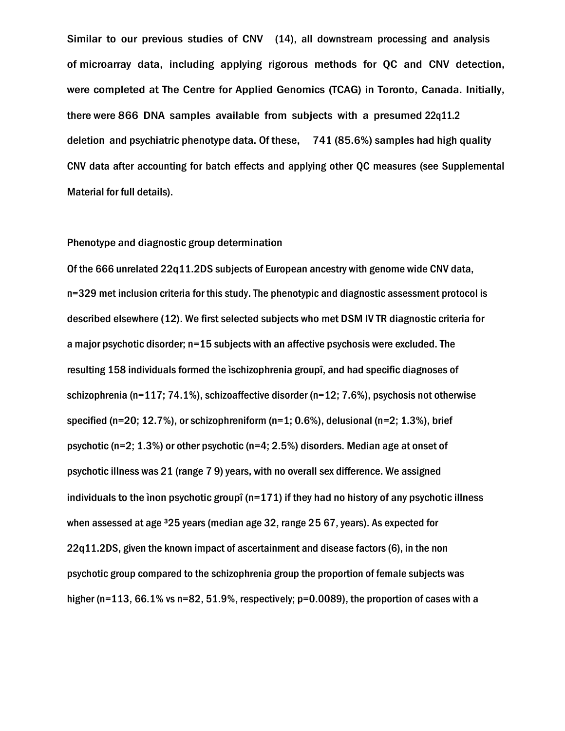Similar to our previous studies of CNV (14), all downstream processing and analysis of microarray data, including applying rigorous methods for QC and CNV detection, were completed at The Centre for Applied Genomics (TCAG) in Toronto, Canada. Initially, there were 866 DNA samples available from subjects with a presumed 22q11.2 deletion and psychiatric phenotype data. Of these, 741 (85.6%) samples had high quality CNV data after accounting for batch effects and applying other QC measures (see Supplemental Material for full details).

### Phenotype and diagnostic group determination

Of the 666 unrelated 22q11.2DS subjects of European ancestry with genome wide CNV data, n=329 met inclusion criteria for this study. The phenotypic and diagnostic assessment protocol is described elsewhere (12). We first selected subjects who met DSM IV TR diagnostic criteria for a major psychotic disorder; n=15 subjects with an affective psychosis were excluded. The resulting 158 individuals formed the ìschizophrenia groupî, and had specific diagnoses of schizophrenia (n=117; 74.1%), schizoaffective disorder (n=12; 7.6%), psychosis not otherwise specified (n=20; 12.7%), or schizophreniform (n=1; 0.6%), delusional (n=2; 1.3%), brief psychotic (n=2; 1.3%) or other psychotic (n=4; 2.5%) disorders. Median age at onset of psychotic illness was 21 (range 7 9) years, with no overall sex difference. We assigned individuals to the ìnon psychotic groupî (n=171) if they had no history of any psychotic illness when assessed at age ³25 years (median age 32, range 25 67, years). As expected for 22q11.2DS, given the known impact of ascertainment and disease factors (6), in the non psychotic group compared to the schizophrenia group the proportion of female subjects was higher (n=113, 66.1% vs n=82, 51.9%, respectively; p=0.0089), the proportion of cases with a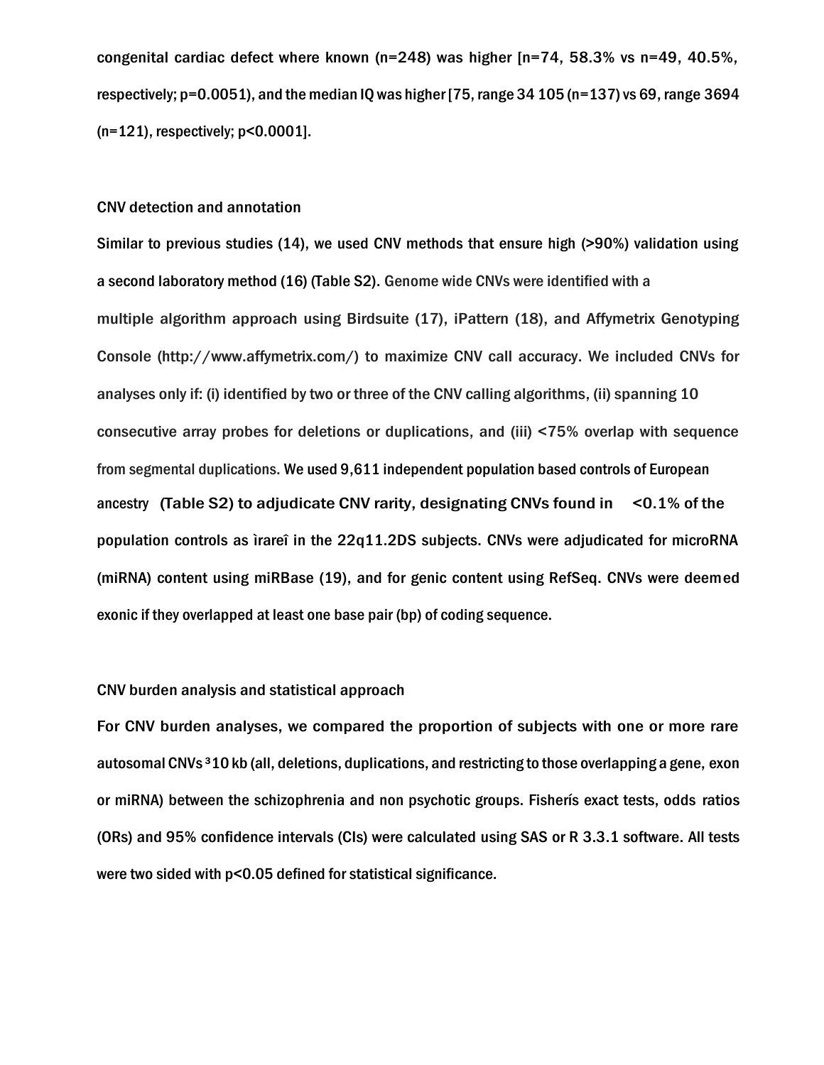congenital cardiac defect where known (n=248) was higher [n=74, 58.3% vs n=49, 40.5%, respectively; p=0.0051), and the median IQ was higher [75, range 34 105 (n=137) vs 69, range 3694 (n=121), respectively; p<0.0001].

### CNV detection and annotation

Similar to previous studies (14), we used CNV methods that ensure high (>90%) validation using a second laboratory method (16) (Table S2). Genome wide CNVs were identified with a multiple algorithm approach using Birdsuite (17), iPattern (18), and Affymetrix Genotyping Console (http://www.affymetrix.com/) to maximize CNV call accuracy. We included CNVs for analyses only if: (i) identified by two or three of the CNV calling algorithms, (ii) spanning 10 consecutive array probes for deletions or duplications, and (iii) <75% overlap with sequence from segmental duplications. We used 9,611 independent population based controls of European ancestry (Table S2) to adjudicate CNV rarity, designating CNVs found in <0.1% of the population controls as ìrareî in the 22q11.2DS subjects. CNVs were adjudicated for microRNA (miRNA) content using miRBase (19), and for genic content using RefSeq. CNVs were deemed exonic if they overlapped at least one base pair (bp) of coding sequence.

### CNV burden analysis and statistical approach

For CNV burden analyses, we compared the proportion of subjects with one or more rare autosomal CNVs ³10 kb (all, deletions, duplications, and restricting to those overlapping a gene, exon or miRNA) between the schizophrenia and non psychotic groups. Fisherís exact tests, odds ratios (ORs) and 95% confidence intervals (CIs) were calculated using SAS or R 3.3.1 software. All tests were two sided with p<0.05 defined for statistical significance.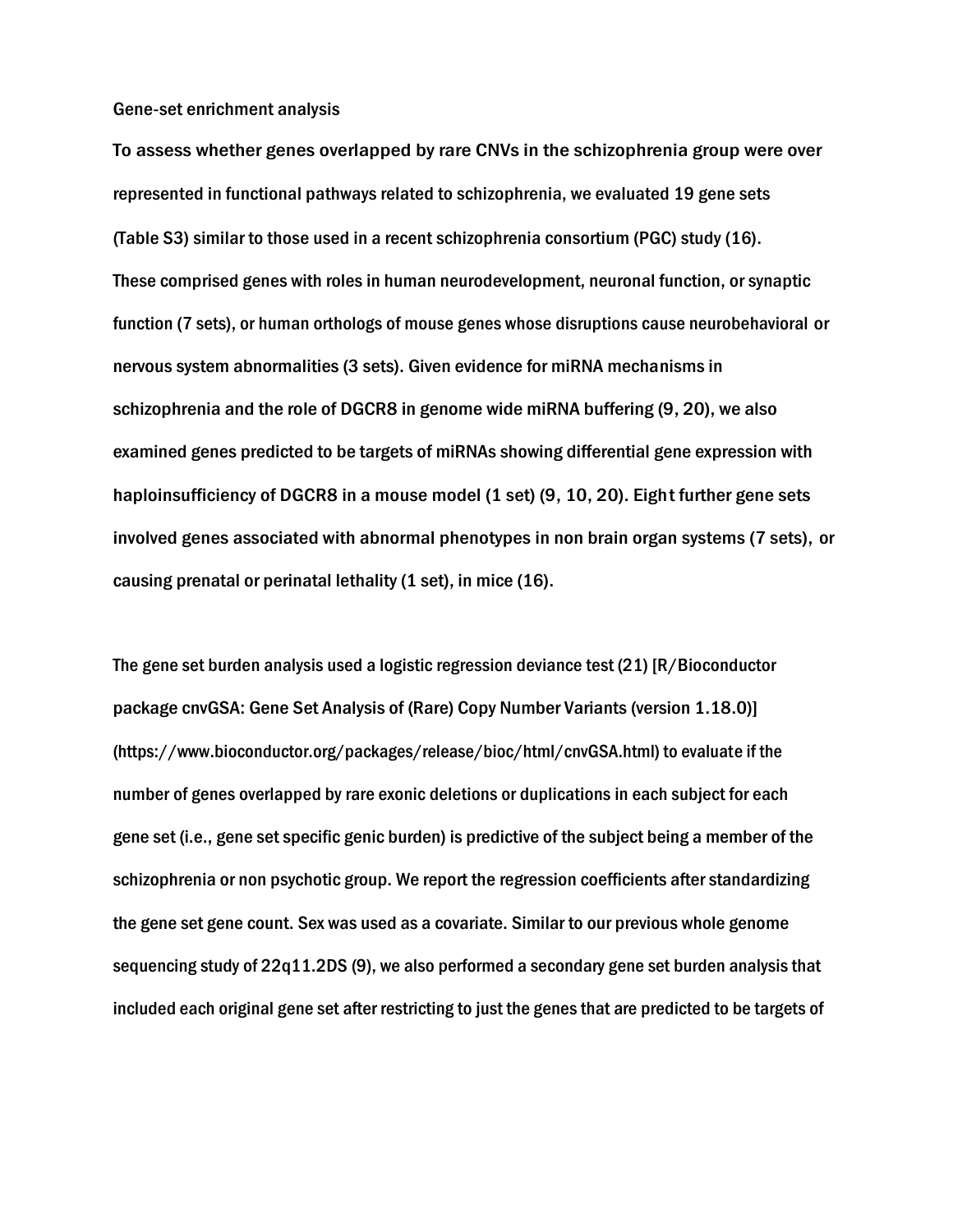Gene-set enrichment analysis

To assess whether genes overlapped by rare CNVs in the schizophrenia group were over represented in functional pathways related to schizophrenia, we evaluated 19 gene sets (Table S3) similar to those used in a recent schizophrenia consortium (PGC) study (16). These comprised genes with roles in human neurodevelopment, neuronal function, or synaptic function (7 sets), or human orthologs of mouse genes whose disruptions cause neurobehavioral or nervous system abnormalities (3 sets). Given evidence for miRNA mechanisms in schizophrenia and the role of DGCR8 in genome wide miRNA buffering (9, 20), we also examined genes predicted to be targets of miRNAs showing differential gene expression with haploinsufficiency of DGCR8 in a mouse model (1 set) (9, 10, 20). Eight further gene sets involved genes associated with abnormal phenotypes in non brain organ systems (7 sets), or causing prenatal or perinatal lethality (1 set), in mice (16).

The gene set burden analysis used a logistic regression deviance test (21) [R/Bioconductor package cnvGSA: Gene Set Analysis of (Rare) Copy Number Variants (version 1.18.0)] (https://www.bioconductor.org/packages/release/bioc/html/cnvGSA.html) to evaluate if the number of genes overlapped by rare exonic deletions or duplications in each subject for each gene set (i.e., gene set specific genic burden) is predictive of the subject being a member of the schizophrenia or non psychotic group. We report the regression coefficients after standardizing the gene set gene count. Sex was used as a covariate. Similar to our previous whole genome sequencing study of 22q11.2DS (9), we also performed a secondary gene set burden analysis that included each original gene set after restricting to just the genes that are predicted to be targets of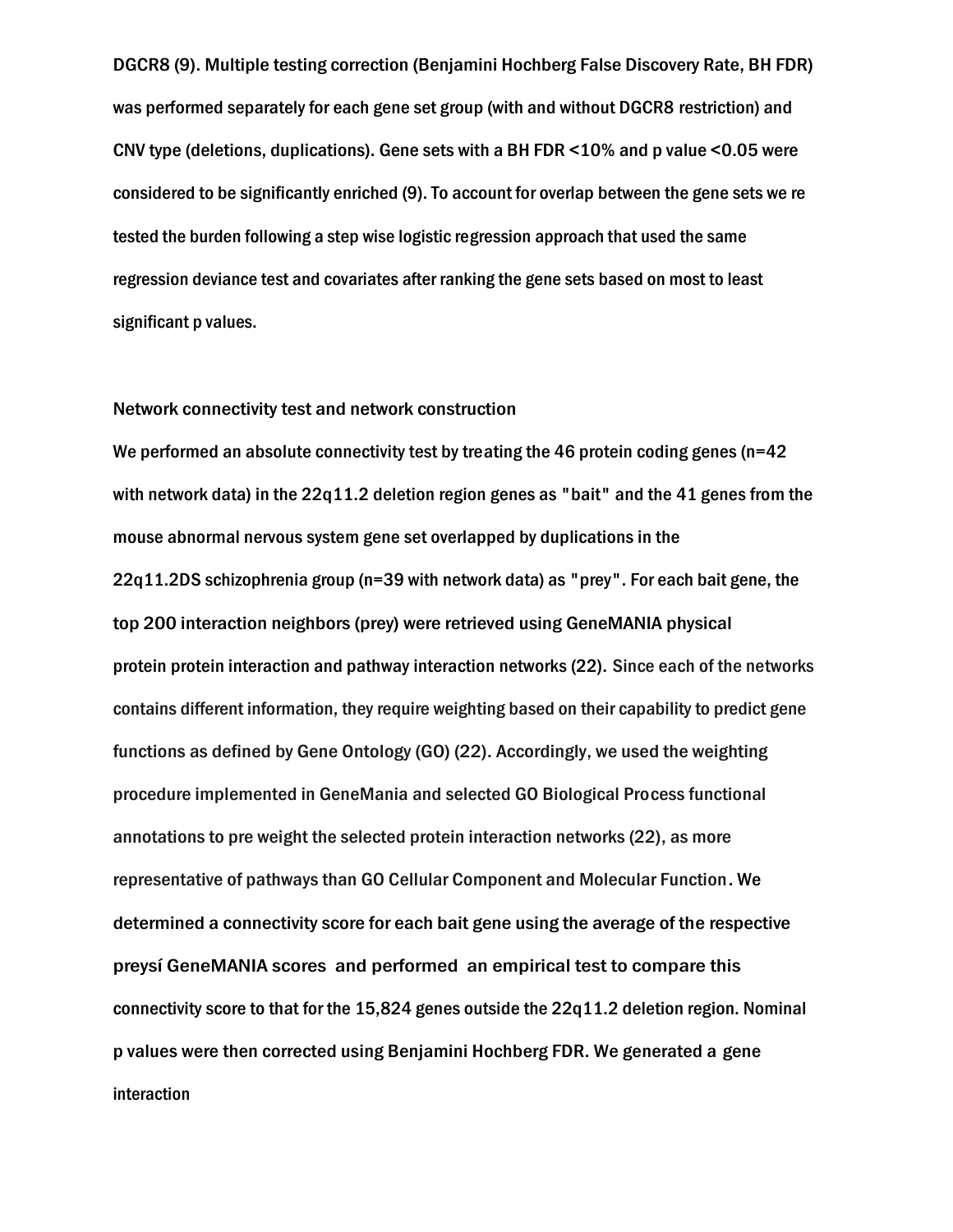DGCR8 (9). Multiple testing correction (Benjamini Hochberg False Discovery Rate, BH FDR) was performed separately for each gene set group (with and without DGCR8 restriction) and CNV type (deletions, duplications). Gene sets with a BH FDR <10% and p value <0.05 were considered to be significantly enriched (9). To account for overlap between the gene sets we re tested the burden following a step wise logistic regression approach that used the same regression deviance test and covariates after ranking the gene sets based on most to least significant p values.

## Network connectivity test and network construction

We performed an absolute connectivity test by treating the 46 protein coding genes (n=42 with network data) in the 22q11.2 deletion region genes as "bait" and the 41 genes from the mouse abnormal nervous system gene set overlapped by duplications in the 22q11.2DS schizophrenia group (n=39 with network data) as "prey". For each bait gene, the top 200 interaction neighbors (prey) were retrieved using GeneMANIA physical protein protein interaction and pathway interaction networks (22). Since each of the networks contains different information, they require weighting based on their capability to predict gene functions as defined by Gene Ontology (GO) (22). Accordingly, we used the weighting procedure implemented in GeneMania and selected GO Biological Process functional annotations to pre weight the selected protein interaction networks (22), as more representative of pathways than GO Cellular Component and Molecular Function. We determined a connectivity score for each bait gene using the average of the respective preysí GeneMANIA scores and performed an empirical test to compare this connectivity score to that for the 15,824 genes outside the 22q11.2 deletion region. Nominal p values were then corrected using Benjamini Hochberg FDR. We generated a gene interaction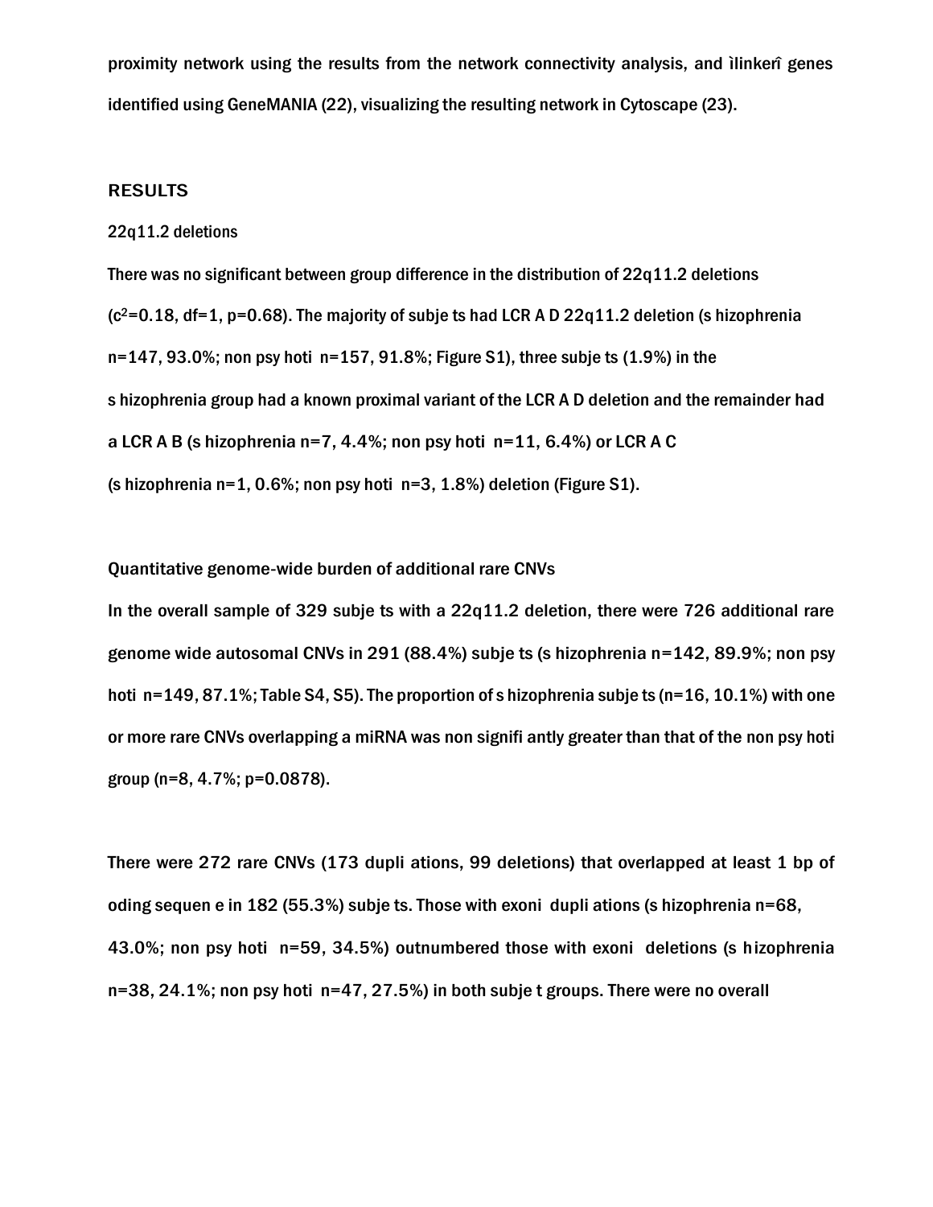proximity network using the results from the network connectivity analysis, and ìlinkerî genes identified using GeneMANIA (22), visualizing the resulting network in Cytoscape (23).

## RESULTS

### 22q11.2 deletions

There was no significant between group difference in the distribution of 22q11.2 deletions ($c^2$=0.18, df=1, p=0.68). The majority of subje ts had LCR A D 22q11.2 deletion (s hizophrenia n=147, 93.0%; non psy hoti n=157, 91.8%; Figure S1), three subje ts (1.9%) in the s hizophrenia group had a known proximal variant of the LCR A D deletion and the remainder had a LCR A B (s hizophrenia n=7, 4.4%; non psy hoti n=11, 6.4%) or LCR A C (s hizophrenia n=1, 0.6%; non psy hoti n=3, 1.8%) deletion (Figure S1).

### Quantitative genome-wide burden of additional rare CNVs

In the overall sample of 329 subje ts with a 22q11.2 deletion, there were 726 additional rare genome wide autosomal CNVs in 291 (88.4%) subje ts (s hizophrenia n=142, 89.9%; non psy hoti n=149, 87.1%; Table S4, S5). The proportion of s hizophrenia subje ts (n=16, 10.1%) with one or more rare CNVs overlapping a miRNA was non signifi antly greater than that of the non psy hoti group (n=8, 4.7%; p=0.0878).

There were 272 rare CNVs (173 dupli ations, 99 deletions) that overlapped at least 1 bp of oding sequen e in 182 (55.3%) subje ts. Those with exoni dupli ations (s hizophrenia n=68, 43.0%; non psy hoti n=59, 34.5%) outnumbered those with exoni deletions (s hizophrenia n=38, 24.1%; non psy hoti n=47, 27.5%) in both subje t groups. There were no overall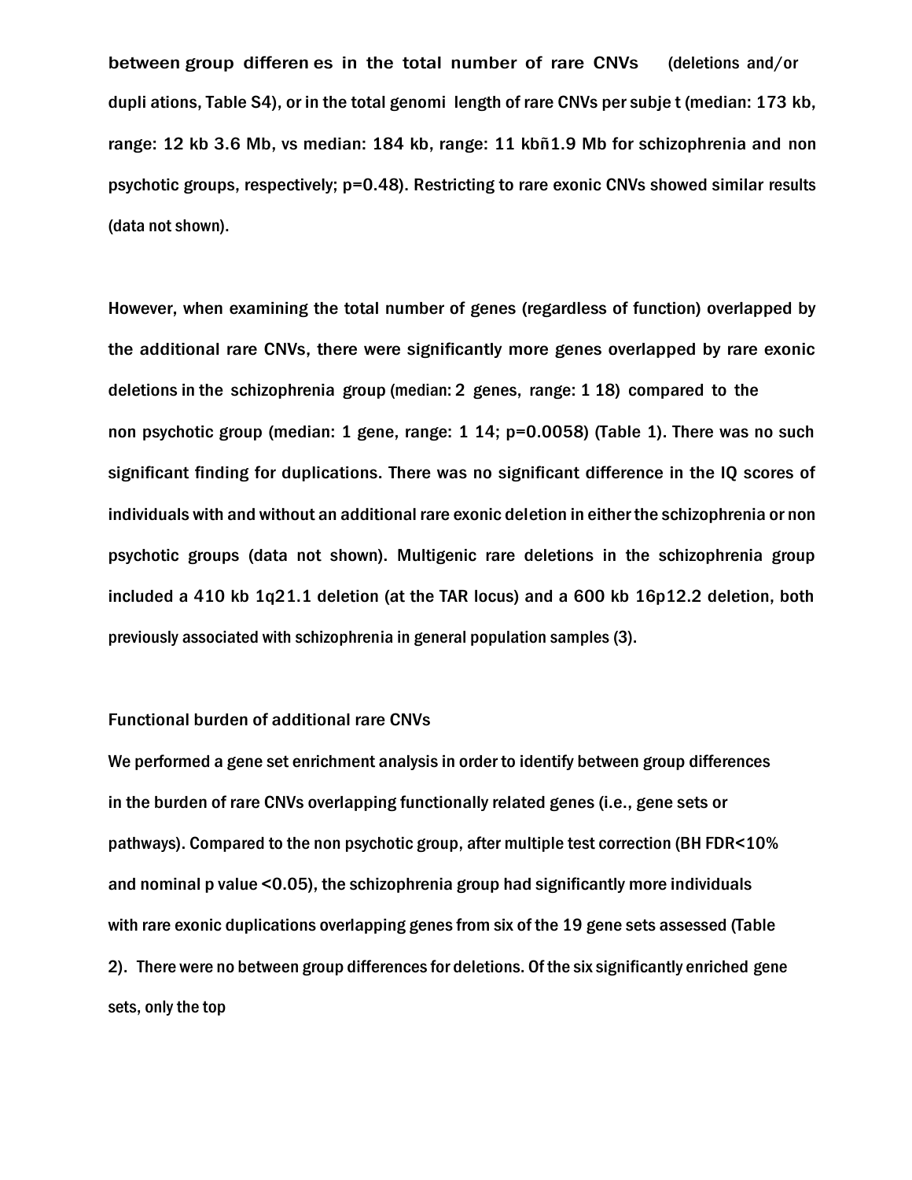between group differen es in the total number of rare CNVs (deletions and/or dupli ations, Table S4), or in the total genomi length of rare CNVs per subje t (median: 173 kb, range: 12 kb 3.6 Mb, vs median: 184 kb, range: 11 kbñ1.9 Mb for schizophrenia and non psychotic groups, respectively; p=0.48). Restricting to rare exonic CNVs showed similar results (data not shown).

However, when examining the total number of genes (regardless of function) overlapped by the additional rare CNVs, there were significantly more genes overlapped by rare exonic deletions in the schizophrenia group (median: 2 genes, range: 1 18) compared to the non psychotic group (median: 1 gene, range: 1 14; p=0.0058) (Table 1). There was no such significant finding for duplications. There was no significant difference in the IQ scores of individuals with and without an additional rare exonic deletion in either the schizophrenia or non psychotic groups (data not shown). Multigenic rare deletions in the schizophrenia group included a 410 kb 1q21.1 deletion (at the TAR locus) and a 600 kb 16p12.2 deletion, both previously associated with schizophrenia in general population samples (3).

## Functional burden of additional rare CNVs

We performed a gene set enrichment analysis in order to identify between group differences in the burden of rare CNVs overlapping functionally related genes (i.e., gene sets or pathways). Compared to the non psychotic group, after multiple test correction (BH FDR<10% and nominal p value <0.05), the schizophrenia group had significantly more individuals with rare exonic duplications overlapping genes from six of the 19 gene sets assessed (Table 2). There were no between group differences for deletions. Of the six significantly enriched gene sets, only the top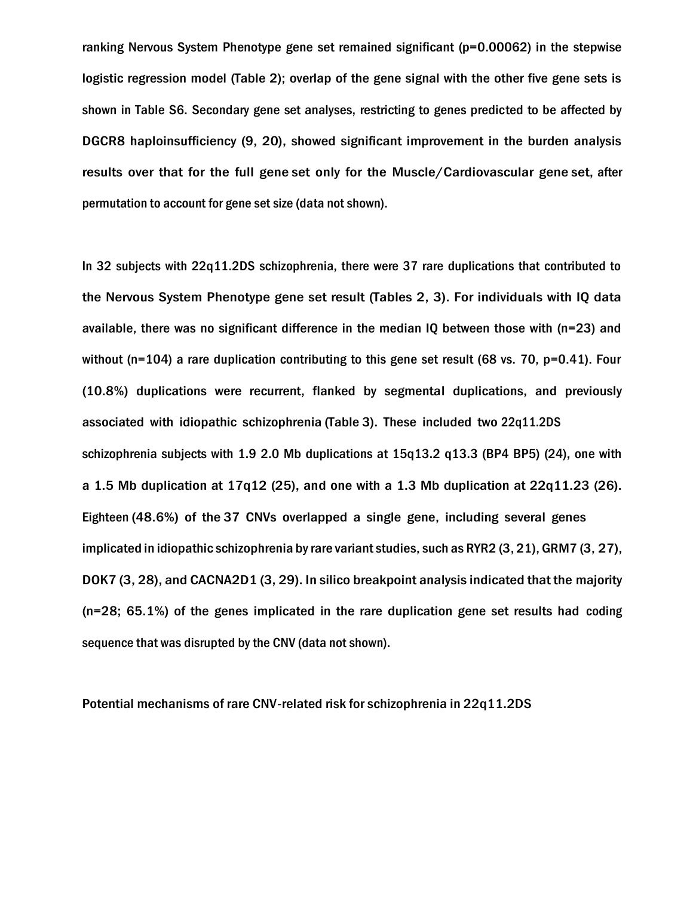ranking Nervous System Phenotype gene set remained significant (p=0.00062) in the stepwise logistic regression model (Table 2); overlap of the gene signal with the other five gene sets is shown in Table S6. Secondary gene set analyses, restricting to genes predicted to be affected by DGCR8 haploinsufficiency (9, 20), showed significant improvement in the burden analysis results over that for the full gene set only for the Muscle/Cardiovascular gene set, after permutation to account for gene set size (data not shown).

In 32 subjects with 22q11.2DS schizophrenia, there were 37 rare duplications that contributed to the Nervous System Phenotype gene set result (Tables 2, 3). For individuals with IQ data available, there was no significant difference in the median IQ between those with (n=23) and without (n=104) a rare duplication contributing to this gene set result (68 vs. 70, p=0.41). Four (10.8%) duplications were recurrent, flanked by segmental duplications, and previously associated with idiopathic schizophrenia (Table 3). These included two 22q11.2DS schizophrenia subjects with 1.9 2.0 Mb duplications at 15q13.2 q13.3 (BP4 BP5) (24), one with a 1.5 Mb duplication at 17q12 (25), and one with a 1.3 Mb duplication at 22q11.23 (26). Eighteen (48.6%) of the 37 CNVs overlapped a single gene, including several genes implicated in idiopathic schizophrenia by rare variant studies, such as RYR2 (3, 21), GRM7 (3, 27), DOK7 (3, 28), and CACNA2D1 (3, 29). In silico breakpoint analysis indicated that the majority (n=28; 65.1%) of the genes implicated in the rare duplication gene set results had coding sequence that was disrupted by the CNV (data not shown).

## Potential mechanisms of rare CNV-related risk for schizophrenia in 22q11.2DS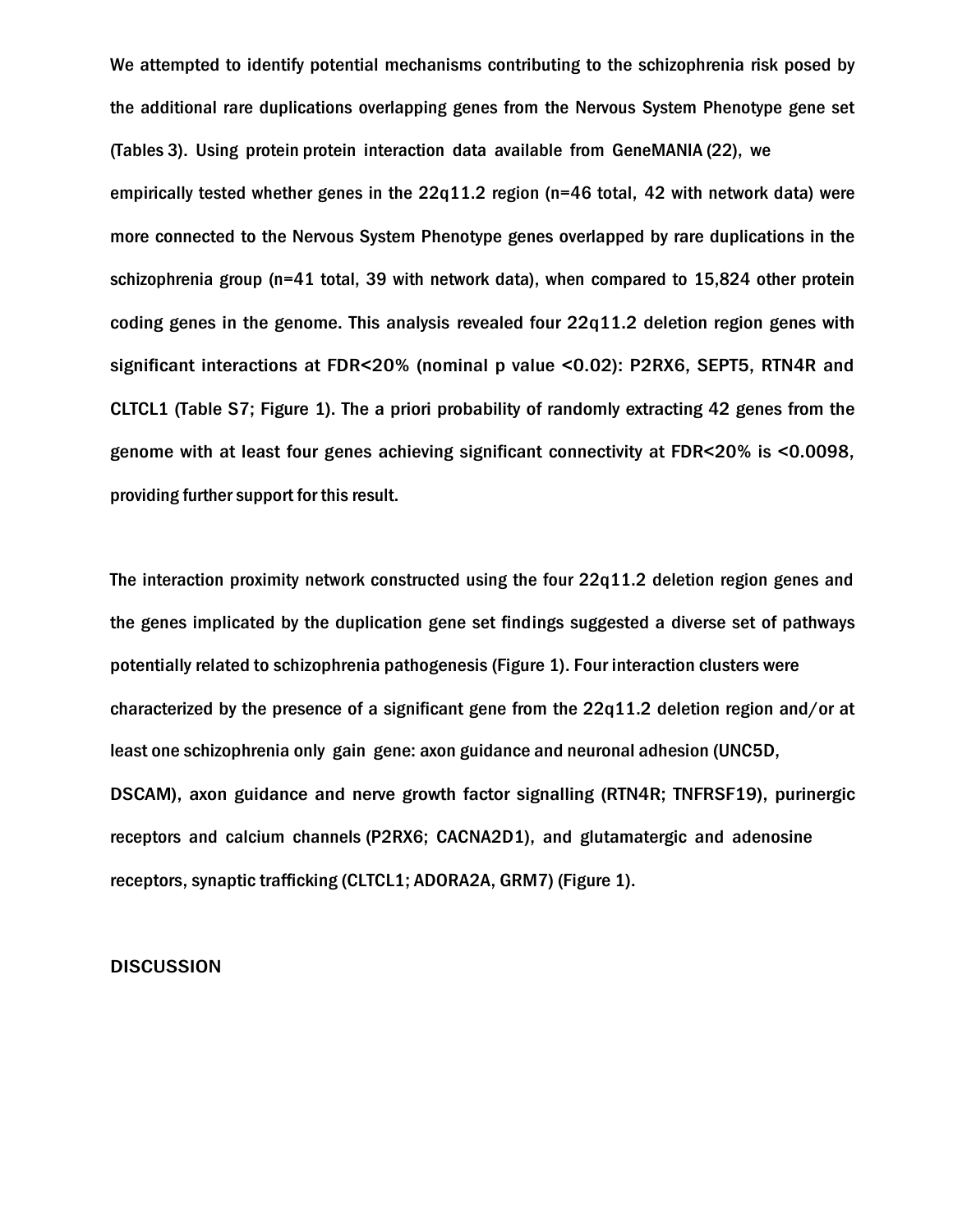We attempted to identify potential mechanisms contributing to the schizophrenia risk posed by the additional rare duplications overlapping genes from the Nervous System Phenotype gene set (Tables 3). Using protein protein interaction data available from GeneMANIA (22), we empirically tested whether genes in the 22q11.2 region (n=46 total, 42 with network data) were more connected to the Nervous System Phenotype genes overlapped by rare duplications in the schizophrenia group (n=41 total, 39 with network data), when compared to 15,824 other protein coding genes in the genome. This analysis revealed four 22q11.2 deletion region genes with significant interactions at FDR<20% (nominal p value <0.02): P2RX6, SEPT5, RTN4R and CLTCL1 (Table S7; Figure 1). The a priori probability of randomly extracting 42 genes from the genome with at least four genes achieving significant connectivity at FDR<20% is <0.0098, providing further support for this result.

The interaction proximity network constructed using the four 22q11.2 deletion region genes and the genes implicated by the duplication gene set findings suggested a diverse set of pathways potentially related to schizophrenia pathogenesis (Figure 1). Four interaction clusters were characterized by the presence of a significant gene from the 22q11.2 deletion region and/or at least one schizophrenia only gain gene: axon guidance and neuronal adhesion (UNC5D, DSCAM), axon guidance and nerve growth factor signalling (RTN4R; TNFRSF19), purinergic receptors and calcium channels (P2RX6; CACNA2D1), and glutamatergic and adenosine receptors, synaptic trafficking (CLTCL1; ADORA2A, GRM7) (Figure 1).

## DISCUSSION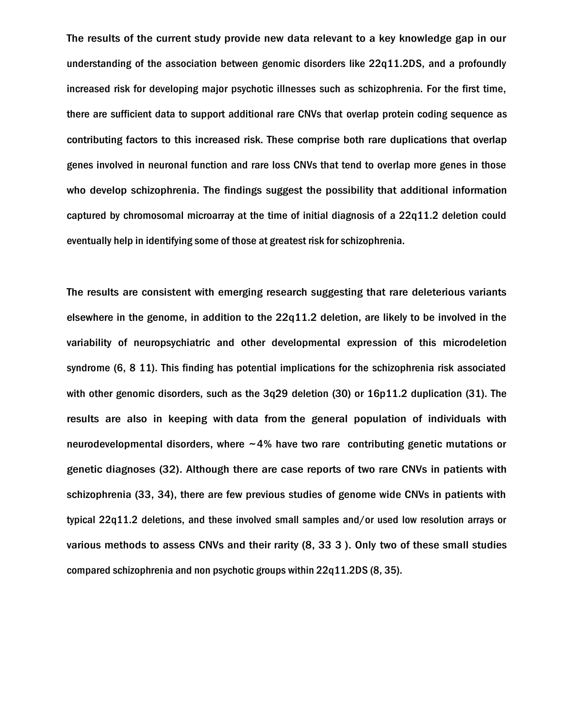The results of the current study provide new data relevant to a key knowledge gap in our understanding of the association between genomic disorders like 22q11.2DS, and a profoundly increased risk for developing major psychotic illnesses such as schizophrenia. For the first time, there are sufficient data to support additional rare CNVs that overlap protein coding sequence as contributing factors to this increased risk. These comprise both rare duplications that overlap genes involved in neuronal function and rare loss CNVs that tend to overlap more genes in those who develop schizophrenia. The findings suggest the possibility that additional information captured by chromosomal microarray at the time of initial diagnosis of a 22q11.2 deletion could eventually help in identifying some of those at greatest risk for schizophrenia.

The results are consistent with emerging research suggesting that rare deleterious variants elsewhere in the genome, in addition to the 22q11.2 deletion, are likely to be involved in the variability of neuropsychiatric and other developmental expression of this microdeletion syndrome (6, 8 11). This finding has potential implications for the schizophrenia risk associated with other genomic disorders, such as the 3q29 deletion (30) or 16p11.2 duplication (31). The results are also in keeping with data from the general population of individuals with neurodevelopmental disorders, where ~4% have two rare contributing genetic mutations or genetic diagnoses (32). Although there are case reports of two rare CNVs in patients with schizophrenia (33, 34), there are few previous studies of genome wide CNVs in patients with typical 22q11.2 deletions, and these involved small samples and/or used low resolution arrays or various methods to assess CNVs and their rarity (8, 33 3 ). Only two of these small studies compared schizophrenia and non psychotic groups within 22q11.2DS (8, 35).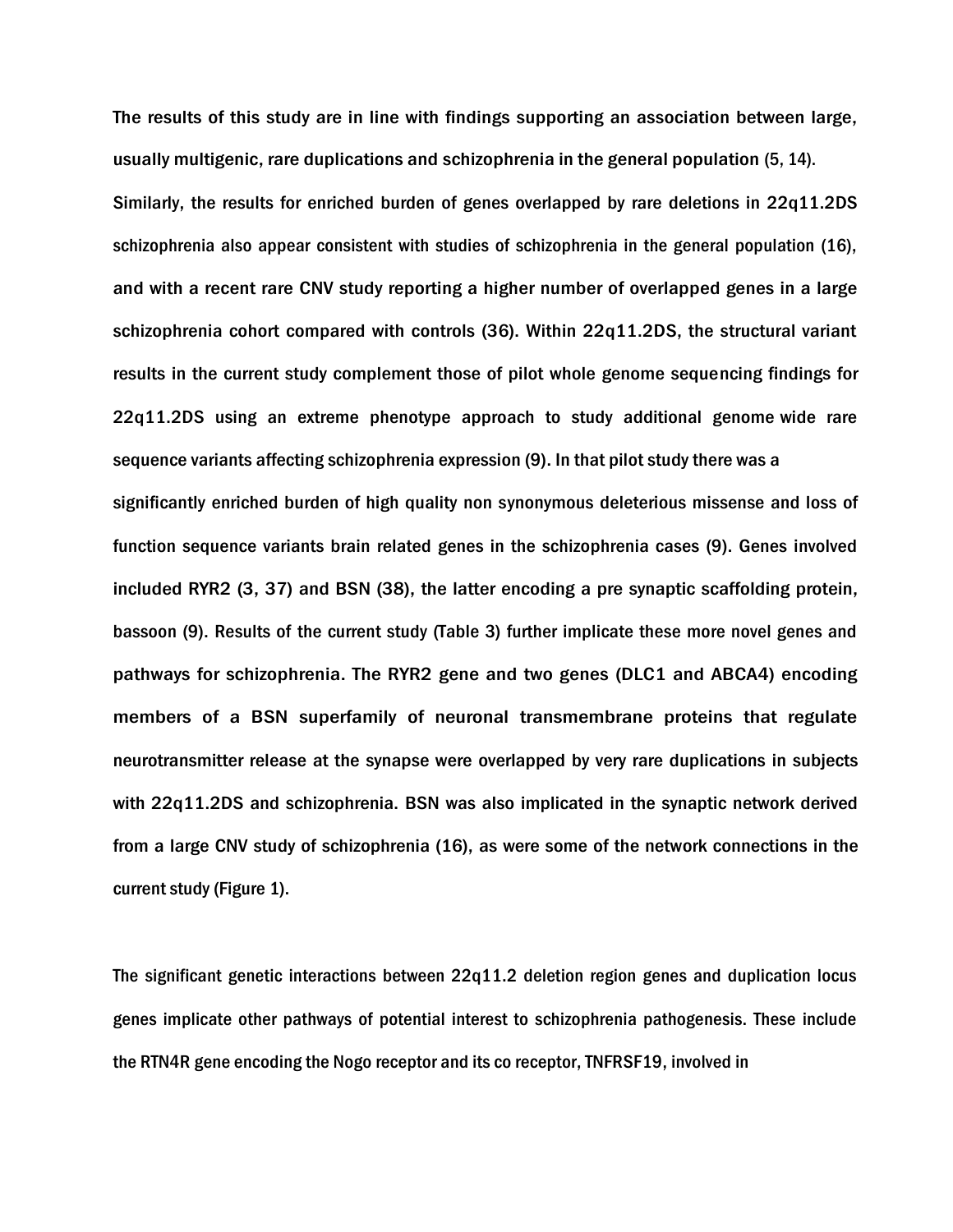The results of this study are in line with findings supporting an association between large, usually multigenic, rare duplications and schizophrenia in the general population (5, 14). Similarly, the results for enriched burden of genes overlapped by rare deletions in 22q11.2DS schizophrenia also appear consistent with studies of schizophrenia in the general population (16), and with a recent rare CNV study reporting a higher number of overlapped genes in a large schizophrenia cohort compared with controls (36). Within 22q11.2DS, the structural variant results in the current study complement those of pilot whole genome sequencing findings for 22q11.2DS using an extreme phenotype approach to study additional genome wide rare sequence variants affecting schizophrenia expression (9). In that pilot study there was a significantly enriched burden of high quality non synonymous deleterious missense and loss of function sequence variants brain related genes in the schizophrenia cases (9). Genes involved included RYR2 (3, 37) and BSN (38), the latter encoding a pre synaptic scaffolding protein, bassoon (9). Results of the current study (Table 3) further implicate these more novel genes and pathways for schizophrenia. The RYR2 gene and two genes (DLC1 and ABCA4) encoding members of a BSN superfamily of neuronal transmembrane proteins that regulate neurotransmitter release at the synapse were overlapped by very rare duplications in subjects with 22q11.2DS and schizophrenia. BSN was also implicated in the synaptic network derived from a large CNV study of schizophrenia (16), as were some of the network connections in the current study (Figure 1).

The significant genetic interactions between 22q11.2 deletion region genes and duplication locus genes implicate other pathways of potential interest to schizophrenia pathogenesis. These include the RTN4R gene encoding the Nogo receptor and its co receptor, TNFRSF19, involved in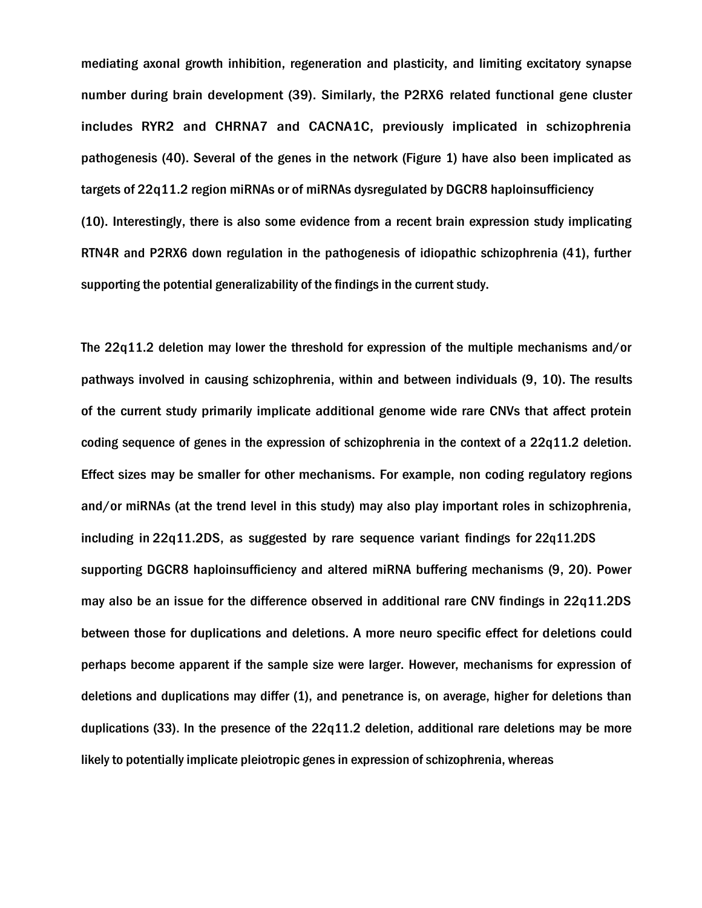mediating axonal growth inhibition, regeneration and plasticity, and limiting excitatory synapse number during brain development (39). Similarly, the P2RX6 related functional gene cluster includes RYR2 and CHRNA7 and CACNA1C, previously implicated in schizophrenia pathogenesis (40). Several of the genes in the network (Figure 1) have also been implicated as targets of 22q11.2 region miRNAs or of miRNAs dysregulated by DGCR8 haploinsufficiency (10). Interestingly, there is also some evidence from a recent brain expression study implicating RTN4R and P2RX6 down regulation in the pathogenesis of idiopathic schizophrenia (41), further supporting the potential generalizability of the findings in the current study.

The 22q11.2 deletion may lower the threshold for expression of the multiple mechanisms and/or pathways involved in causing schizophrenia, within and between individuals (9, 10). The results of the current study primarily implicate additional genome wide rare CNVs that affect protein coding sequence of genes in the expression of schizophrenia in the context of a 22q11.2 deletion. Effect sizes may be smaller for other mechanisms. For example, non coding regulatory regions and/or miRNAs (at the trend level in this study) may also play important roles in schizophrenia, including in 22q11.2DS, as suggested by rare sequence variant findings for 22q11.2DS supporting DGCR8 haploinsufficiency and altered miRNA buffering mechanisms (9, 20). Power may also be an issue for the difference observed in additional rare CNV findings in 22q11.2DS between those for duplications and deletions. A more neuro specific effect for deletions could perhaps become apparent if the sample size were larger. However, mechanisms for expression of deletions and duplications may differ (1), and penetrance is, on average, higher for deletions than duplications (33). In the presence of the 22q11.2 deletion, additional rare deletions may be more likely to potentially implicate pleiotropic genes in expression of schizophrenia, whereas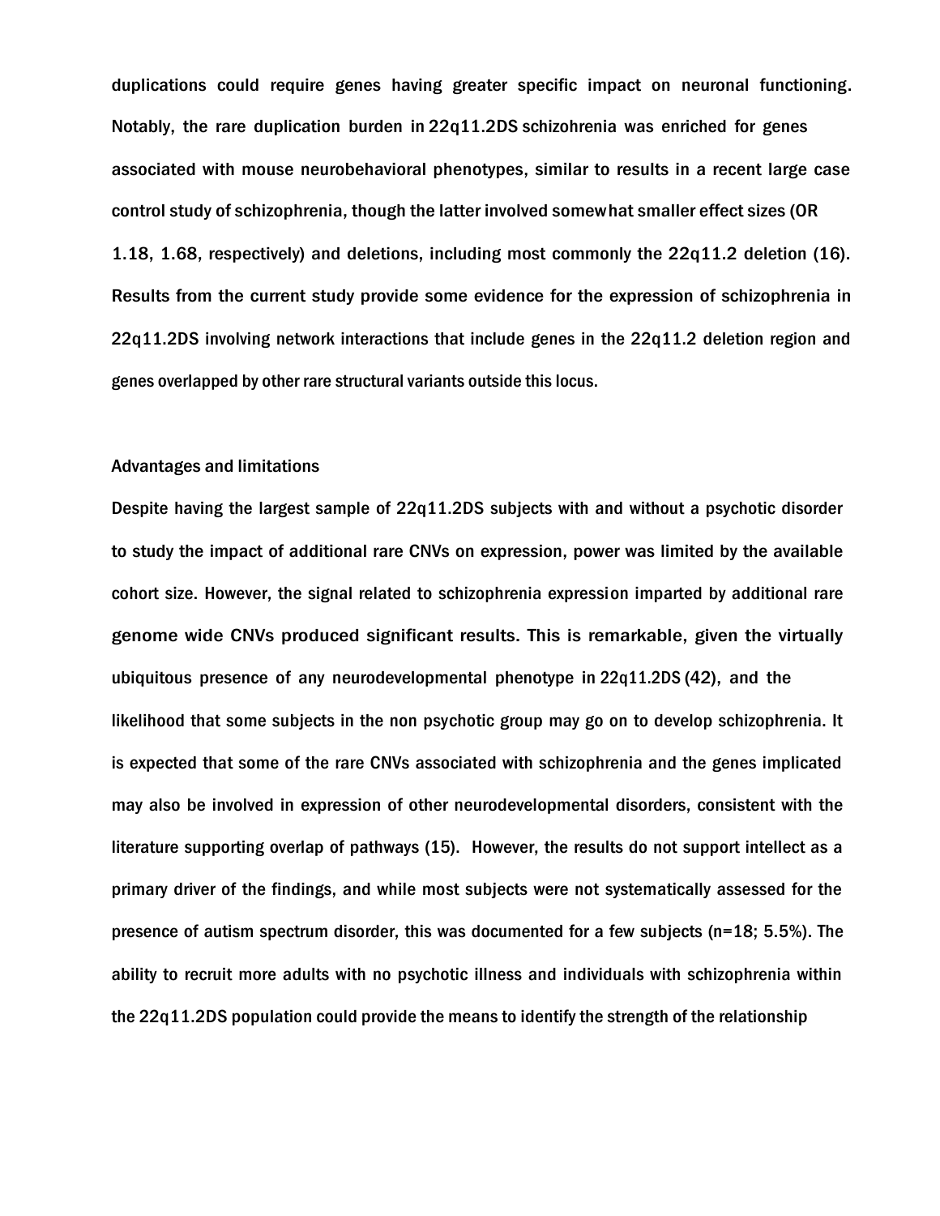duplications could require genes having greater specific impact on neuronal functioning. Notably, the rare duplication burden in 22q11.2DS schizohrenia was enriched for genes associated with mouse neurobehavioral phenotypes, similar to results in a recent large case control study of schizophrenia, though the latter involved somewhat smaller effect sizes (OR 1.18, 1.68, respectively) and deletions, including most commonly the 22q11.2 deletion (16). Results from the current study provide some evidence for the expression of schizophrenia in 22q11.2DS involving network interactions that include genes in the 22q11.2 deletion region and genes overlapped by other rare structural variants outside this locus.

## Advantages and limitations

Despite having the largest sample of 22q11.2DS subjects with and without a psychotic disorder to study the impact of additional rare CNVs on expression, power was limited by the available cohort size. However, the signal related to schizophrenia expression imparted by additional rare genome wide CNVs produced significant results. This is remarkable, given the virtually ubiquitous presence of any neurodevelopmental phenotype in 22q11.2DS (42), and the likelihood that some subjects in the non psychotic group may go on to develop schizophrenia. It is expected that some of the rare CNVs associated with schizophrenia and the genes implicated may also be involved in expression of other neurodevelopmental disorders, consistent with the literature supporting overlap of pathways (15). However, the results do not support intellect as a primary driver of the findings, and while most subjects were not systematically assessed for the presence of autism spectrum disorder, this was documented for a few subjects (n=18; 5.5%). The ability to recruit more adults with no psychotic illness and individuals with schizophrenia within the 22q11.2DS population could provide the means to identify the strength of the relationship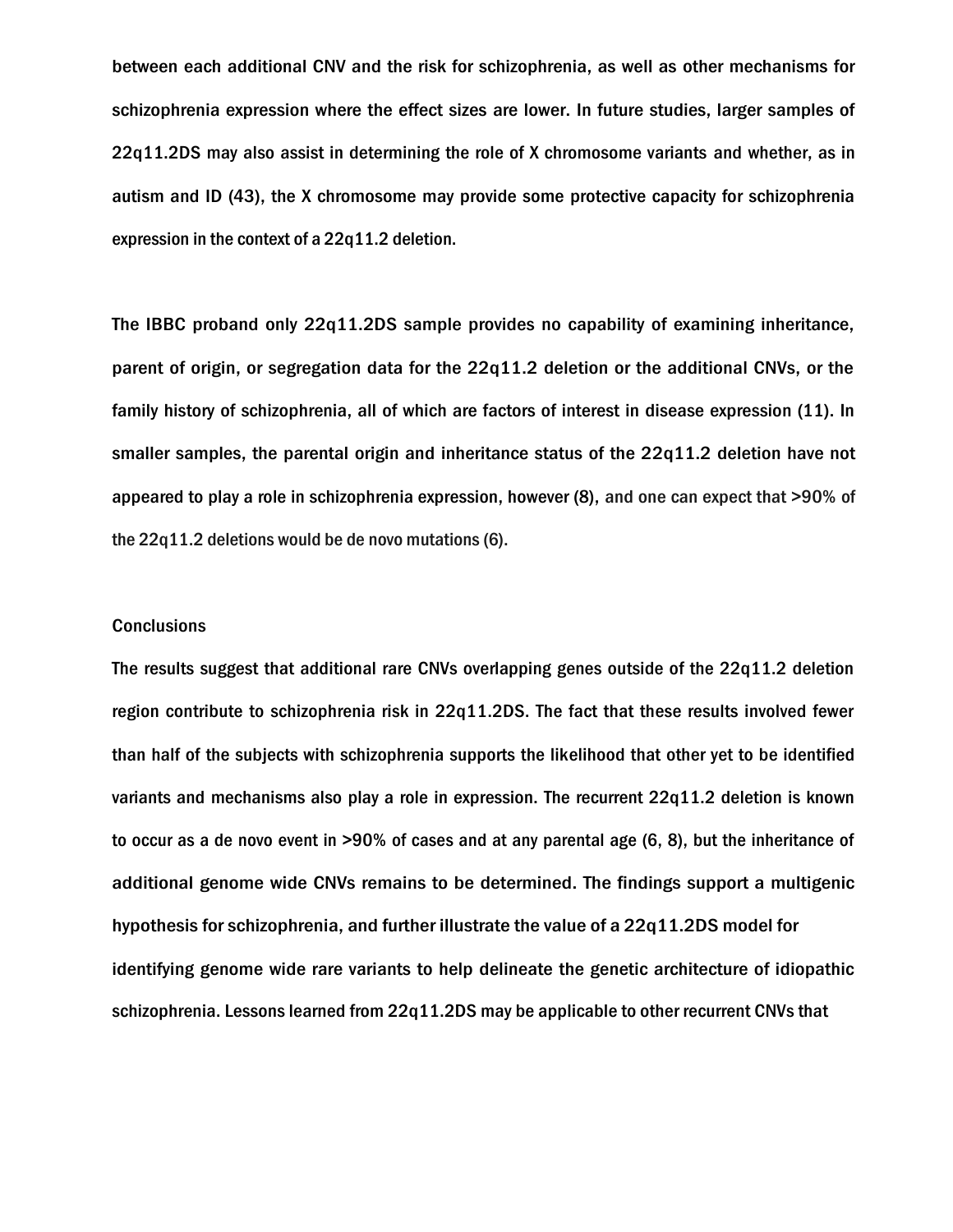between each additional CNV and the risk for schizophrenia, as well as other mechanisms for schizophrenia expression where the effect sizes are lower. In future studies, larger samples of 22q11.2DS may also assist in determining the role of X chromosome variants and whether, as in autism and ID (43), the X chromosome may provide some protective capacity for schizophrenia expression in the context of a 22q11.2 deletion.

The IBBC proband only 22q11.2DS sample provides no capability of examining inheritance, parent of origin, or segregation data for the 22q11.2 deletion or the additional CNVs, or the family history of schizophrenia, all of which are factors of interest in disease expression (11). In smaller samples, the parental origin and inheritance status of the 22q11.2 deletion have not appeared to play a role in schizophrenia expression, however (8), and one can expect that >90% of the 22q11.2 deletions would be de novo mutations (6).

## Conclusions

The results suggest that additional rare CNVs overlapping genes outside of the 22q11.2 deletion region contribute to schizophrenia risk in 22q11.2DS. The fact that these results involved fewer than half of the subjects with schizophrenia supports the likelihood that other yet to be identified variants and mechanisms also play a role in expression. The recurrent 22q11.2 deletion is known to occur as a de novo event in >90% of cases and at any parental age (6, 8), but the inheritance of additional genome wide CNVs remains to be determined. The findings support a multigenic hypothesis for schizophrenia, and further illustrate the value of a 22q11.2DS model for identifying genome wide rare variants to help delineate the genetic architecture of idiopathic schizophrenia. Lessons learned from 22q11.2DS may be applicable to other recurrent CNVs that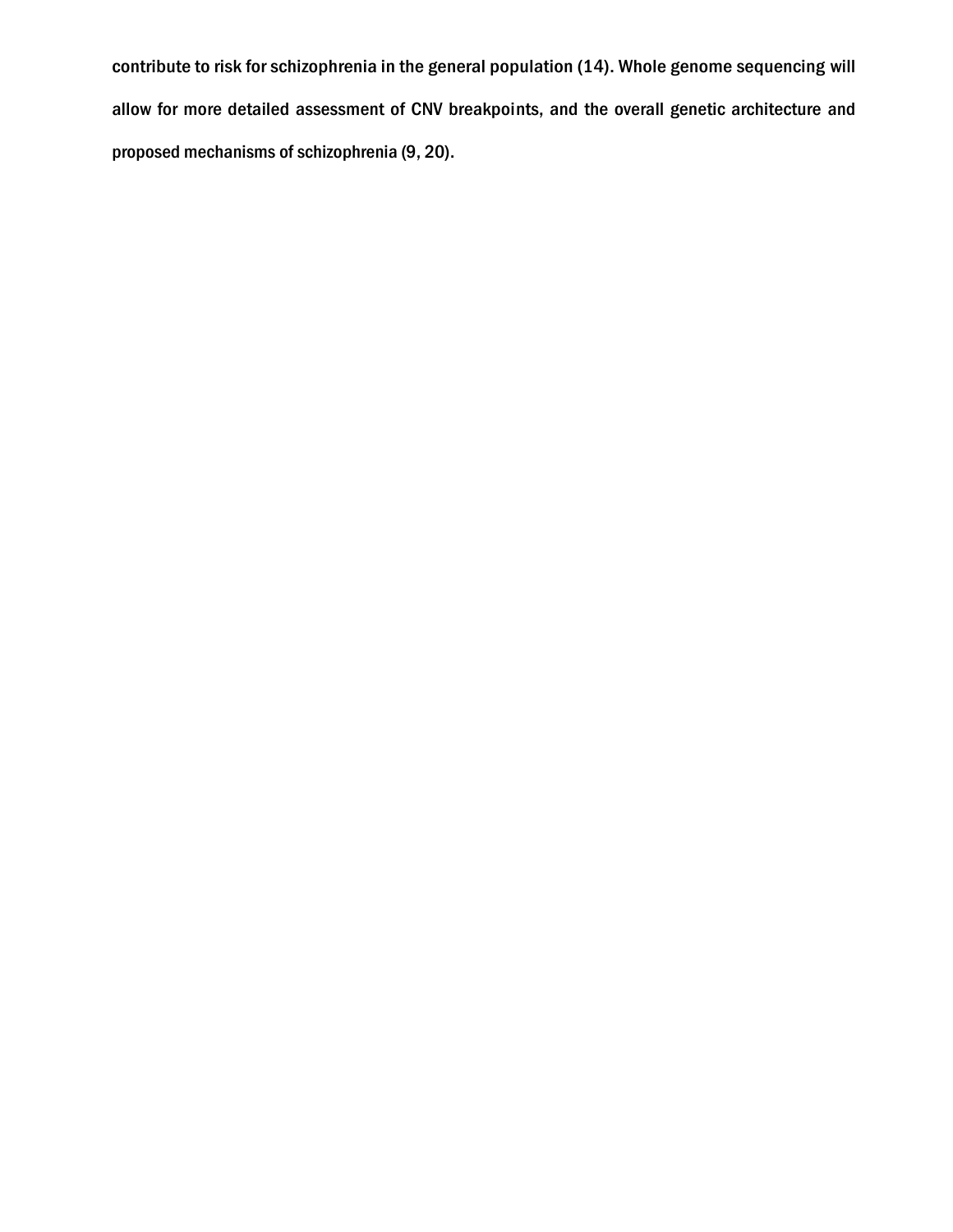contribute to risk for schizophrenia in the general population (14). Whole genome sequencing will allow for more detailed assessment of CNV breakpoints, and the overall genetic architecture and proposed mechanisms of schizophrenia (9, 20).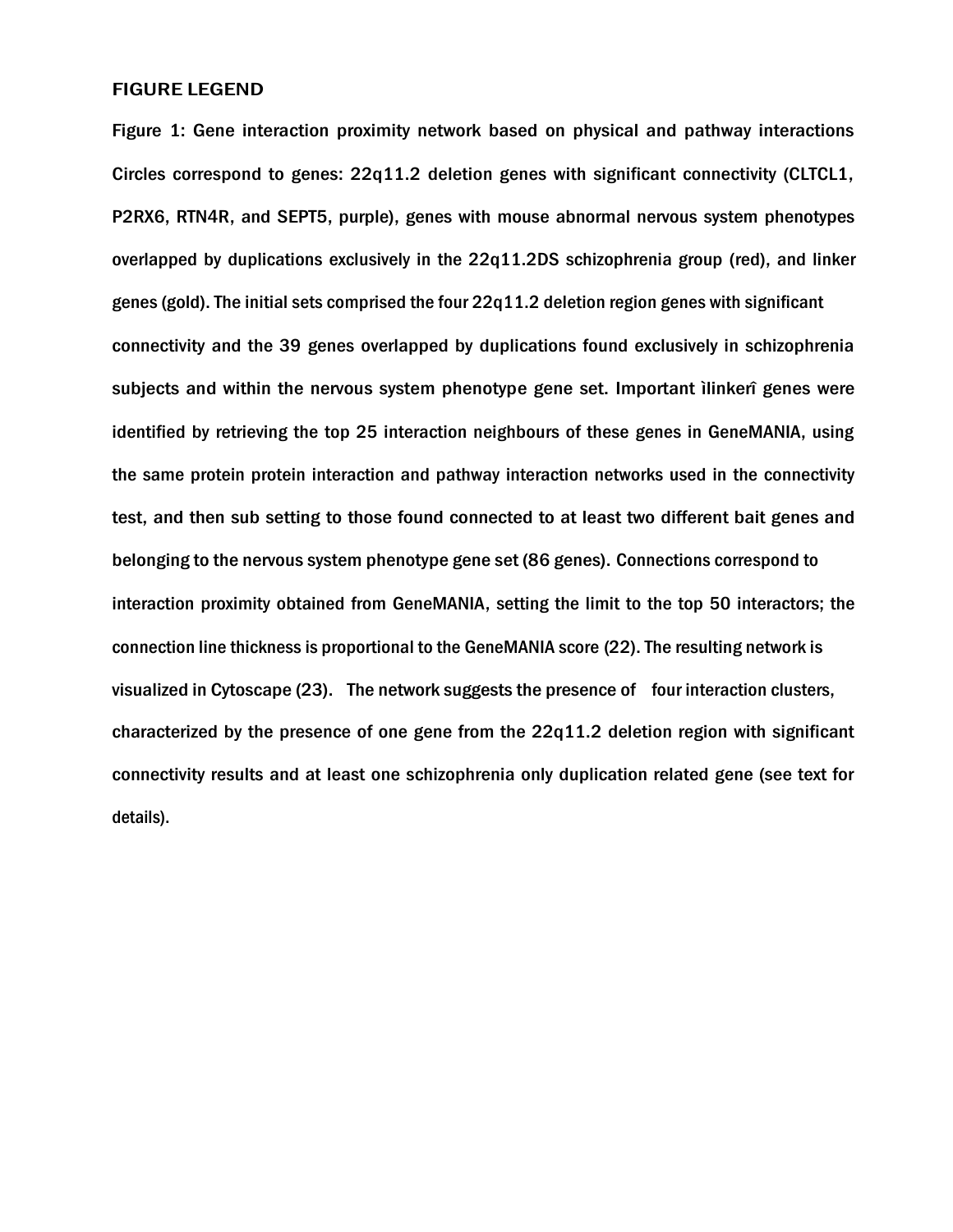## FIGURE LEGEND

**Figure 1: Gene interaction proximity network based on physical and pathway interactions** Circles correspond to genes: 22q11.2 deletion genes with significant connectivity (CLTCL1, P2RX6, RTN4R, and SEPT5, purple), genes with mouse abnormal nervous system phenotypes overlapped by duplications exclusively in the 22q11.2DS schizophrenia group (red), and linker genes (gold). The initial sets comprised the four 22q11.2 deletion region genes with significant connectivity and the 39 genes overlapped by duplications found exclusively in schizophrenia subjects and within the nervous system phenotype gene set. Important ìlinkerî genes were identified by retrieving the top 25 interaction neighbours of these genes in GeneMANIA, using the same protein protein interaction and pathway interaction networks used in the connectivity test, and then sub setting to those found connected to at least two different bait genes and belonging to the nervous system phenotype gene set (86 genes). Connections correspond to interaction proximity obtained from GeneMANIA, setting the limit to the top 50 interactors; the connection line thickness is proportional to the GeneMANIA score (22). The resulting network is visualized in Cytoscape (23). The network suggests the presence of four interaction clusters, characterized by the presence of one gene from the 22q11.2 deletion region with significant connectivity results and at least one schizophrenia only duplication related gene (see text for details).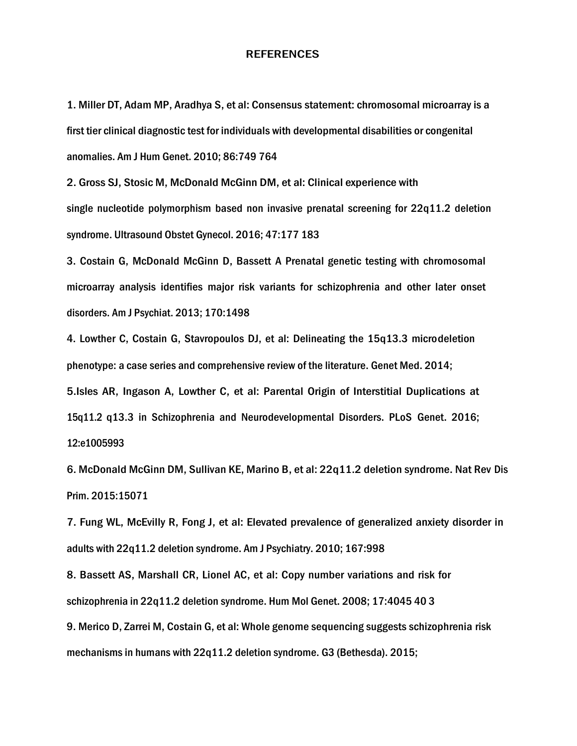# REFERENCES

1. Miller DT, Adam MP, Aradhya S, et al: Consensus statement: chromosomal microarray is a first tier clinical diagnostic test for individuals with developmental disabilities or congenital anomalies. Am J Hum Genet. 2010; 86:749 764

2. Gross SJ, Stosic M, McDonald McGinn DM, et al: Clinical experience with single nucleotide polymorphism based non invasive prenatal screening for 22q11.2 deletion syndrome. Ultrasound Obstet Gynecol. 2016; 47:177 183

3. Costain G, McDonald McGinn D, Bassett A Prenatal genetic testing with chromosomal microarray analysis identifies major risk variants for schizophrenia and other later onset disorders. Am J Psychiat. 2013; 170:1498

4. Lowther C, Costain G, Stavropoulos DJ, et al: Delineating the 15q13.3 microdeletion phenotype: a case series and comprehensive review of the literature. Genet Med. 2014;

5. Isles AR, Ingason A, Lowther C, et al: Parental Origin of Interstitial Duplications at 15q11.2 q13.3 in Schizophrenia and Neurodevelopmental Disorders. PLoS Genet. 2016; 12:e1005993

6. McDonald McGinn DM, Sullivan KE, Marino B, et al: 22q11.2 deletion syndrome. Nat Rev Dis Prim. 2015:15071

7. Fung WL, McEvilly R, Fong J, et al: Elevated prevalence of generalized anxiety disorder in adults with 22q11.2 deletion syndrome. Am J Psychiatry. 2010; 167:998

8. Bassett AS, Marshall CR, Lionel AC, et al: Copy number variations and risk for schizophrenia in 22q11.2 deletion syndrome. Hum Mol Genet. 2008; 17:4045 40 3

9. Merico D, Zarrei M, Costain G, et al: Whole genome sequencing suggests schizophrenia risk mechanisms in humans with 22q11.2 deletion syndrome. G3 (Bethesda). 2015;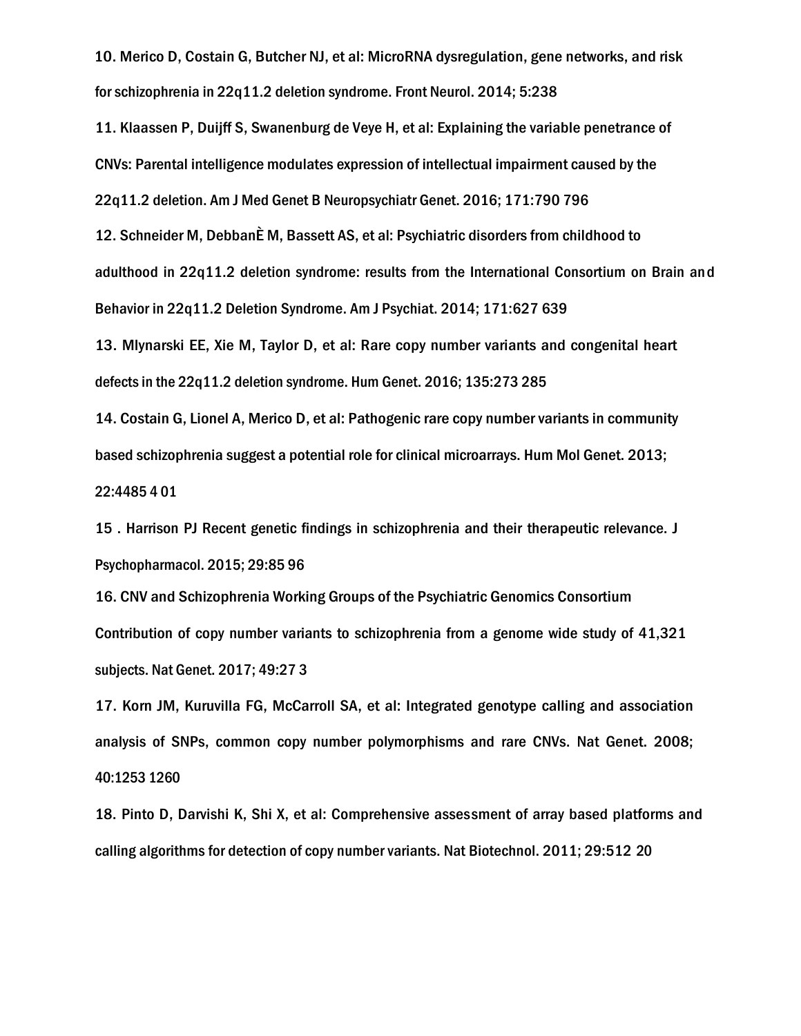10. Merico D, Costain G, Butcher NJ, et al: MicroRNA dysregulation, gene networks, and risk for schizophrenia in 22q11.2 deletion syndrome. Front Neurol. 2014; 5:238

11. Klaassen P, Duijff S, Swanenburg de Veye H, et al: Explaining the variable penetrance of CNVs: Parental intelligence modulates expression of intellectual impairment caused by the 22q11.2 deletion. Am J Med Genet B Neuropsychiatr Genet. 2016; 171:790 796

12. Schneider M, DebbanÈ M, Bassett AS, et al: Psychiatric disorders from childhood to adulthood in 22q11.2 deletion syndrome: results from the International Consortium on Brain and Behavior in 22q11.2 Deletion Syndrome. Am J Psychiat. 2014; 171:627 639

13. Mlynarski EE, Xie M, Taylor D, et al: Rare copy number variants and congenital heart defects in the 22q11.2 deletion syndrome. Hum Genet. 2016; 135:273 285

14. Costain G, Lionel A, Merico D, et al: Pathogenic rare copy number variants in community based schizophrenia suggest a potential role for clinical microarrays. Hum Mol Genet. 2013; 22:4485 4 01

15 . Harrison PJ Recent genetic findings in schizophrenia and their therapeutic relevance. J Psychopharmacol. 2015; 29:85 96

16. CNV and Schizophrenia Working Groups of the Psychiatric Genomics Consortium Contribution of copy number variants to schizophrenia from a genome wide study of 41,321 subjects. Nat Genet. 2017; 49:27 3

17. Korn JM, Kuruvilla FG, McCarroll SA, et al: Integrated genotype calling and association analysis of SNPs, common copy number polymorphisms and rare CNVs. Nat Genet. 2008; 40:1253 1260

18. Pinto D, Darvishi K, Shi X, et al: Comprehensive assessment of array based platforms and calling algorithms for detection of copy number variants. Nat Biotechnol. 2011; 29:512 20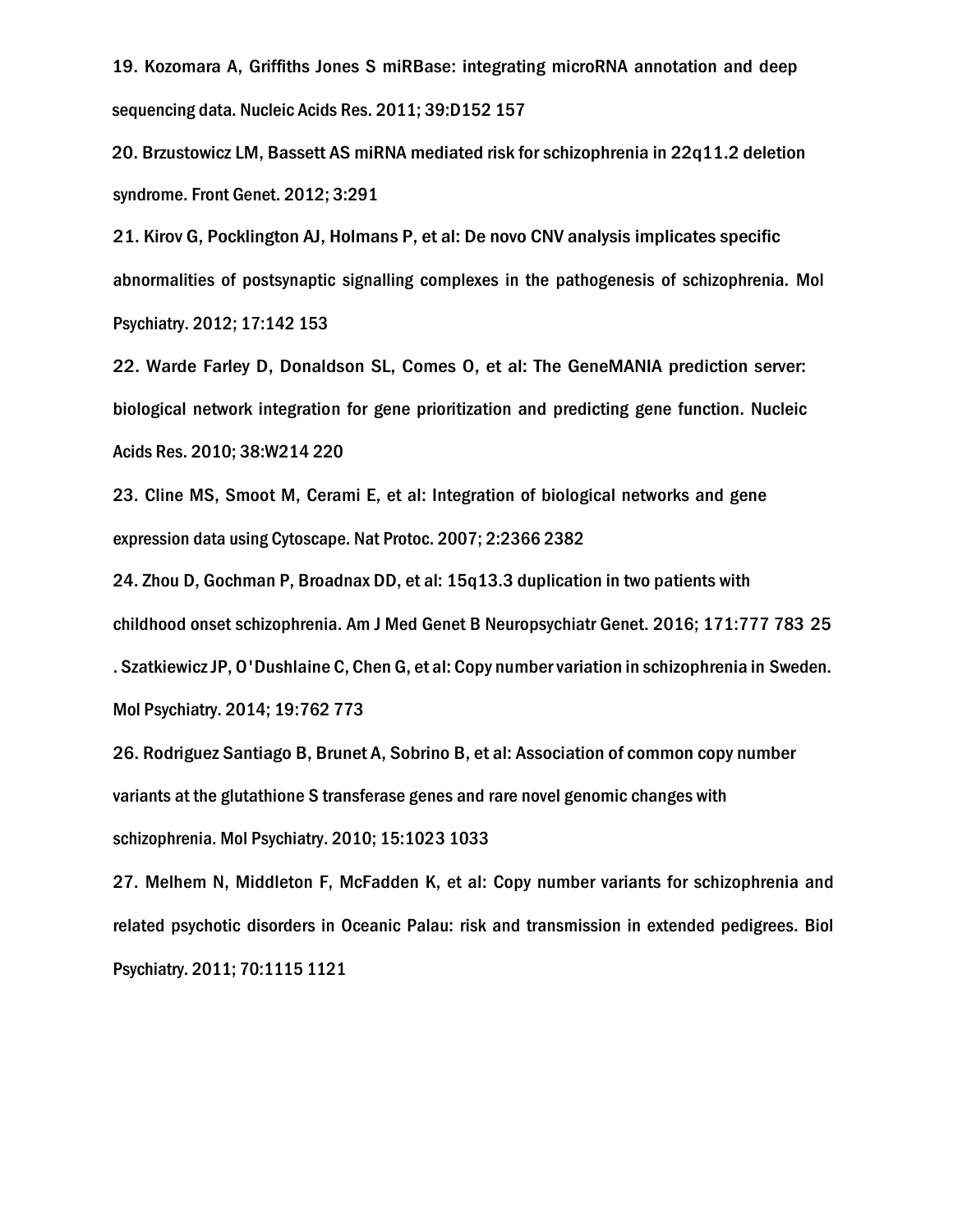19. Kozomara A, Griffiths Jones S miRBase: integrating microRNA annotation and deep sequencing data. Nucleic Acids Res. 2011; 39:D152 157

20. Brzustowicz LM, Bassett AS miRNA mediated risk for schizophrenia in 22q11.2 deletion syndrome. Front Genet. 2012; 3:291

21. Kirov G, Pocklington AJ, Holmans P, et al: De novo CNV analysis implicates specific abnormalities of postsynaptic signalling complexes in the pathogenesis of schizophrenia. Mol Psychiatry. 2012; 17:142 153

22. Warde Farley D, Donaldson SL, Comes O, et al: The GeneMANIA prediction server: biological network integration for gene prioritization and predicting gene function. Nucleic Acids Res. 2010; 38:W214 220

23. Cline MS, Smoot M, Cerami E, et al: Integration of biological networks and gene expression data using Cytoscape. Nat Protoc. 2007; 2:2366 2382

24. Zhou D, Gochman P, Broadnax DD, et al: 15q13.3 duplication in two patients with childhood onset schizophrenia. Am J Med Genet B Neuropsychiatr Genet. 2016; 171:777 783 25 . Szatkiewicz JP, O'Dushlaine C, Chen G, et al: Copy number variation in schizophrenia in Sweden. Mol Psychiatry. 2014; 19:762 773

26. Rodriguez Santiago B, Brunet A, Sobrino B, et al: Association of common copy number variants at the glutathione S transferase genes and rare novel genomic changes with schizophrenia. Mol Psychiatry. 2010; 15:1023 1033

27. Melhem N, Middleton F, McFadden K, et al: Copy number variants for schizophrenia and related psychotic disorders in Oceanic Palau: risk and transmission in extended pedigrees. Biol Psychiatry. 2011; 70:1115 1121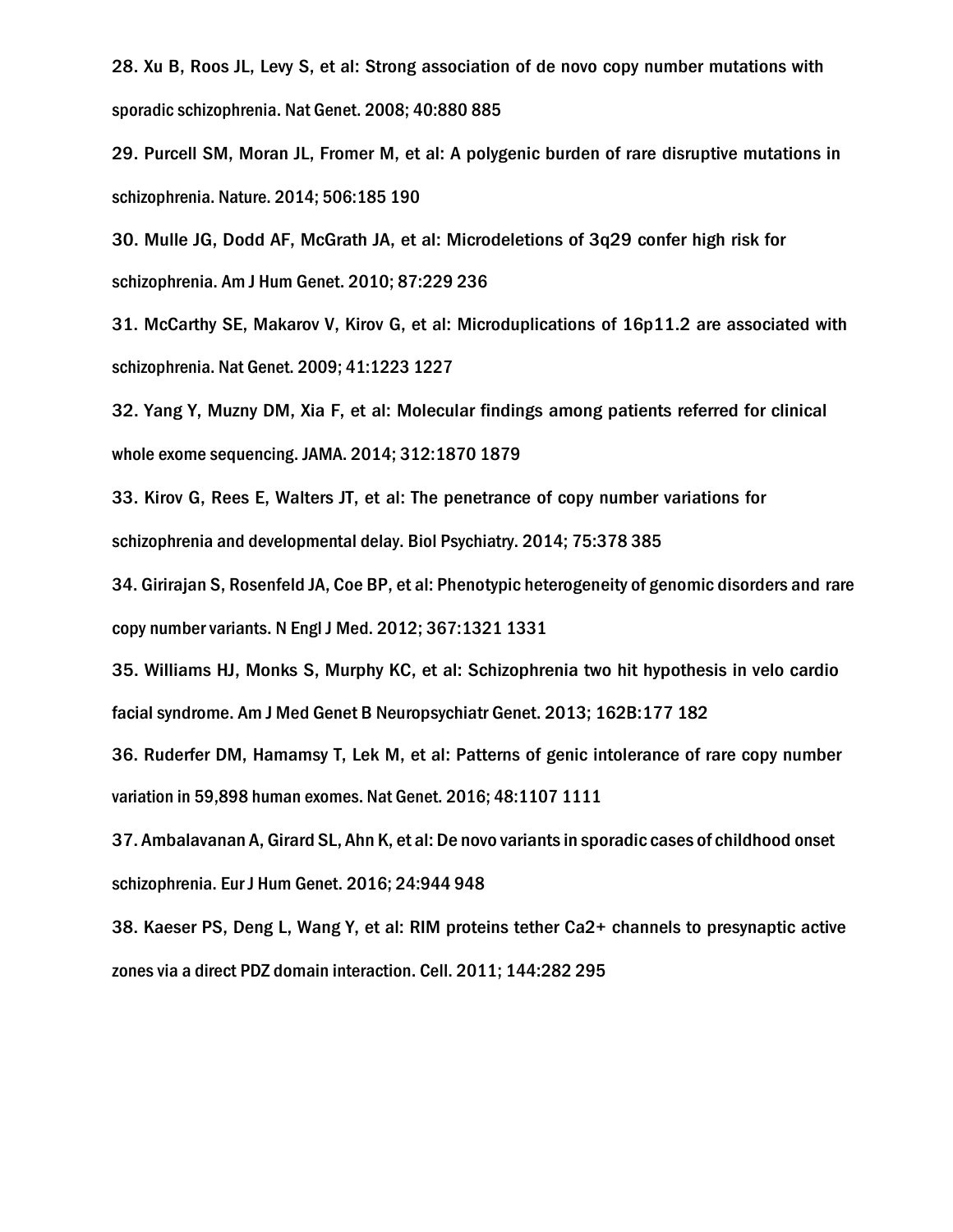28. Xu B, Roos JL, Levy S, et al: Strong association of de novo copy number mutations with sporadic schizophrenia. Nat Genet. 2008; 40:880 885

29. Purcell SM, Moran JL, Fromer M, et al: A polygenic burden of rare disruptive mutations in schizophrenia. Nature. 2014; 506:185 190

30. Mulle JG, Dodd AF, McGrath JA, et al: Microdeletions of 3q29 confer high risk for schizophrenia. Am J Hum Genet. 2010; 87:229 236

31. McCarthy SE, Makarov V, Kirov G, et al: Microduplications of 16p11.2 are associated with schizophrenia. Nat Genet. 2009; 41:1223 1227

32. Yang Y, Muzny DM, Xia F, et al: Molecular findings among patients referred for clinical whole exome sequencing. JAMA. 2014; 312:1870 1879

33. Kirov G, Rees E, Walters JT, et al: The penetrance of copy number variations for schizophrenia and developmental delay. Biol Psychiatry. 2014; 75:378 385

34. Girirajan S, Rosenfeld JA, Coe BP, et al: Phenotypic heterogeneity of genomic disorders and rare copy number variants. N Engl J Med. 2012; 367:1321 1331

35. Williams HJ, Monks S, Murphy KC, et al: Schizophrenia two hit hypothesis in velo cardio facial syndrome. Am J Med Genet B Neuropsychiatr Genet. 2013; 162B:177 182

36. Ruderfer DM, Hamamsy T, Lek M, et al: Patterns of genic intolerance of rare copy number variation in 59,898 human exomes. Nat Genet. 2016; 48:1107 1111

37. Ambalavanan A, Girard SL, Ahn K, et al: De novo variants in sporadic cases of childhood onset schizophrenia. Eur J Hum Genet. 2016; 24:944 948

38. Kaeser PS, Deng L, Wang Y, et al: RIM proteins tether Ca2+ channels to presynaptic active zones via a direct PDZ domain interaction. Cell. 2011; 144:282 295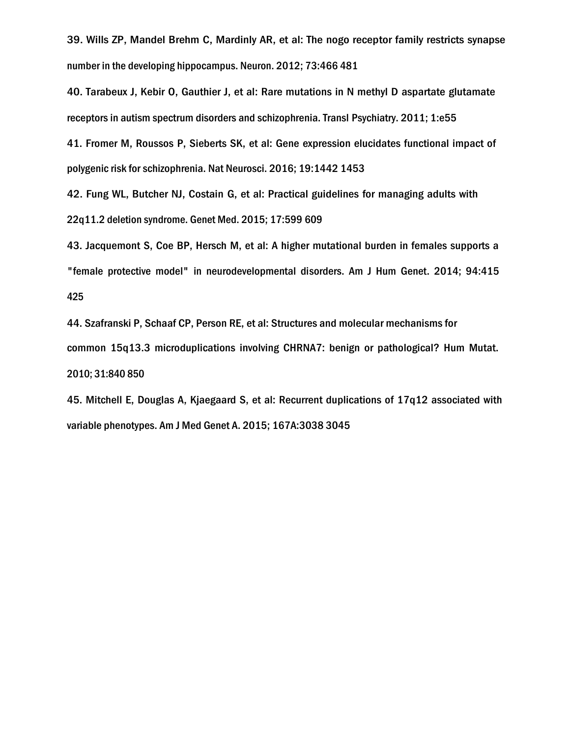39. Wills ZP, Mandel Brehm C, Mardinly AR, et al: The nogo receptor family restricts synapse number in the developing hippocampus. Neuron. 2012; 73:466 481

40. Tarabeux J, Kebir O, Gauthier J, et al: Rare mutations in N methyl D aspartate glutamate receptors in autism spectrum disorders and schizophrenia. Transl Psychiatry. 2011; 1:e55

41. Fromer M, Roussos P, Sieberts SK, et al: Gene expression elucidates functional impact of polygenic risk for schizophrenia. Nat Neurosci. 2016; 19:1442 1453

42. Fung WL, Butcher NJ, Costain G, et al: Practical guidelines for managing adults with 22q11.2 deletion syndrome. Genet Med. 2015; 17:599 609

43. Jacquemont S, Coe BP, Hersch M, et al: A higher mutational burden in females supports a "female protective model" in neurodevelopmental disorders. Am J Hum Genet. 2014; 94:415 425

44. Szafranski P, Schaaf CP, Person RE, et al: Structures and molecular mechanisms for common 15q13.3 microduplications involving CHRNA7: benign or pathological? Hum Mutat. 2010; 31:840 850

45. Mitchell E, Douglas A, Kjaegaard S, et al: Recurrent duplications of 17q12 associated with variable phenotypes. Am J Med Genet A. 2015; 167A:3038 3045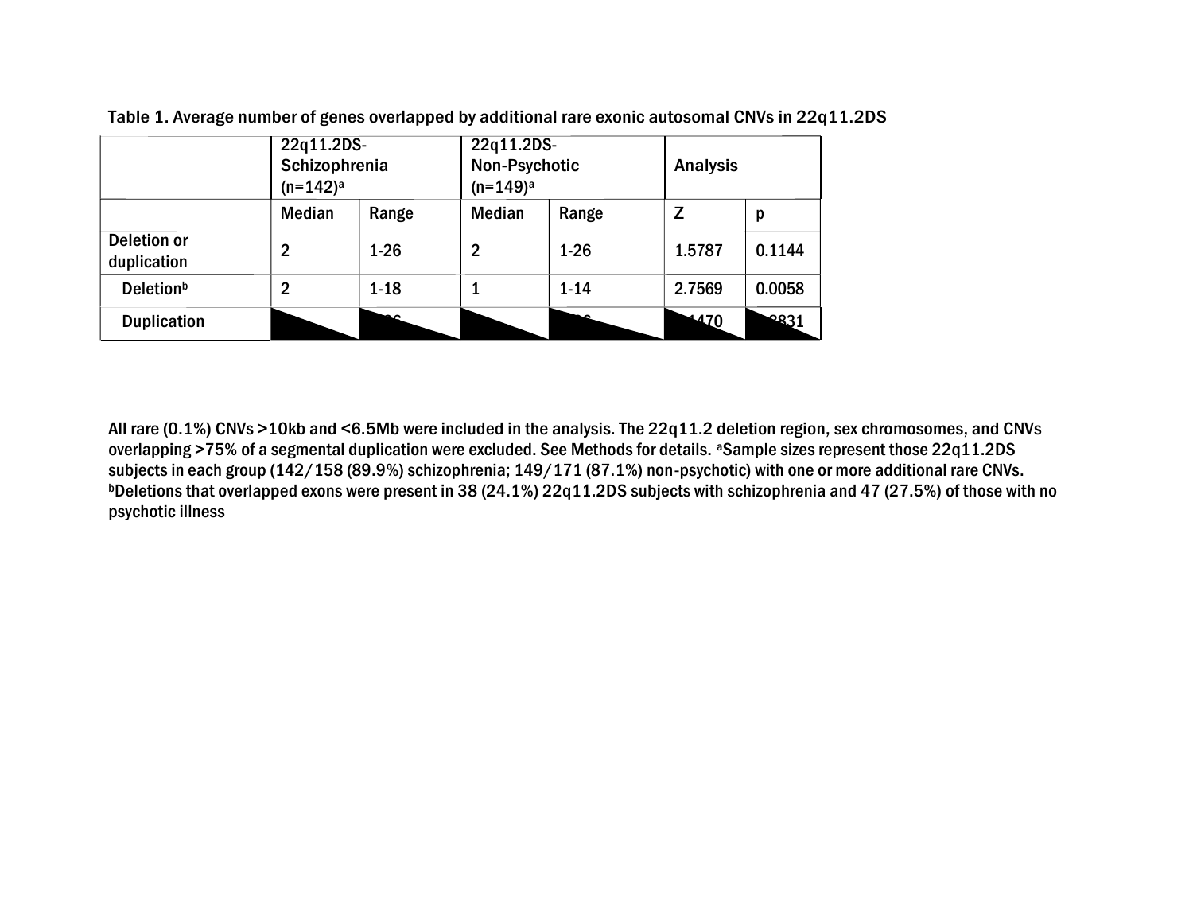Table 1. Average number of genes overlapped by additional rare exonic autosomal CNVs in 22q11.2DS

| | 22q11.2DS-Schizophrenia (n=142)[a] | | 22q11.2DS-Non-Psychotic (n=149)[a] | | Analysis | |
|---|---|---|---|---|---|---|
| | Median | Range | Median | Range | Z | p |
| Deletion or duplication | 2 | 1-26 | 2 | 1-26 | 1.5787 | 0.1144 |
| Deletion[b] | 2 | 1-18 | 1 | 1-14 | 2.7569 | 0.0058 |
| Duplication | | 26 | | 26 | 1470 | 8831 |

All rare (0.1%) CNVs >10kb and <6.5Mb were included in the analysis. The 22q11.2 deletion region, sex chromosomes, and CNVs overlapping >75% of a segmental duplication were excluded. See Methods for details. [a]Sample sizes represent those 22q11.2DS subjects in each group (142/158 (89.9%) schizophrenia; 149/171 (87.1%) non-psychotic) with one or more additional rare CNVs. [b]Deletions that overlapped exons were present in 38 (24.1%) 22q11.2DS subjects with schizophrenia and 47 (27.5%) of those with no psychotic illness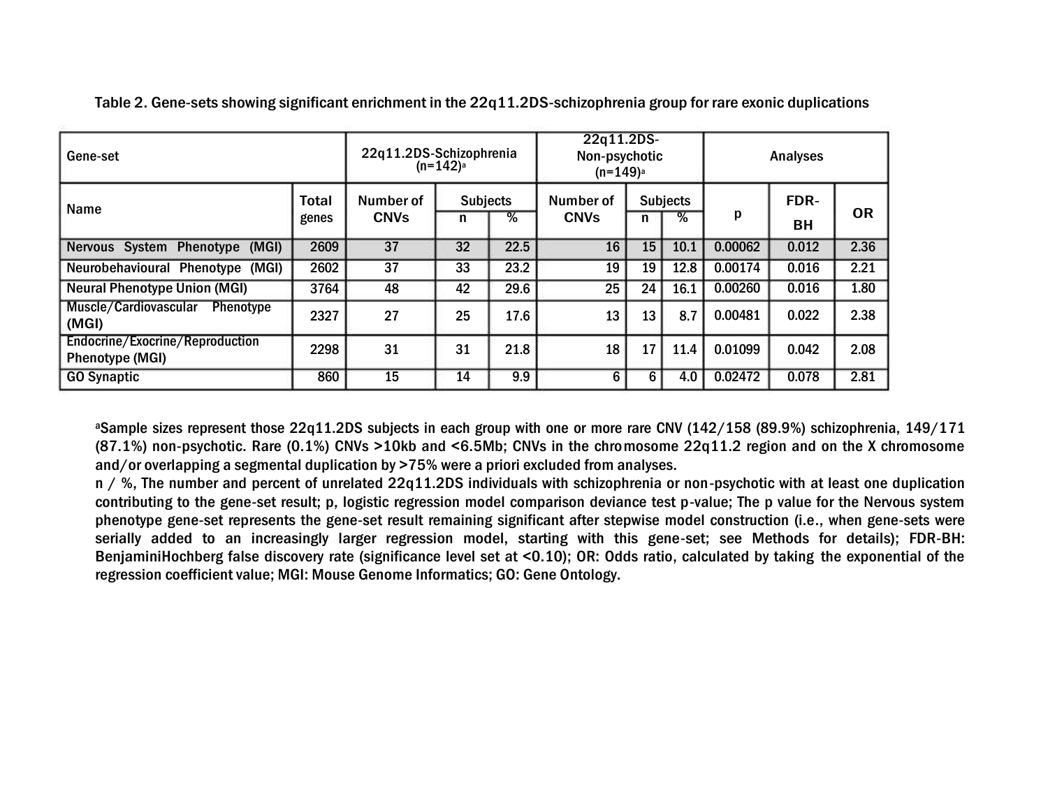Table 2. Gene-sets showing significant enrichment in the 22q11.2DS-schizophrenia group for rare exonic duplications

| Gene-set | | 22q11.2DS-Schizophrenia (n=142)[a] | | | 22q11.2DS-Non-psychotic (n=149)[a] | | | Analyses | | |
|---|---|---|---|---|---|---|---|---|---|---|
| Name | Total genes | Number of CNVs | Subjects n | Subjects % | Number of CNVs | Subjects n | Subjects % | p | FDR-BH | OR |
| Nervous System Phenotype (MGI) | 2609 | 37 | 32 | 22.5 | 16 | 15 | 10.1 | 0.00062 | 0.012 | 2.36 |
| Neurobehavioural Phenotype (MGI) | 2602 | 37 | 33 | 23.2 | 19 | 19 | 12.8 | 0.00174 | 0.016 | 2.21 |
| Neural Phenotype Union (MGI) | 3764 | 48 | 42 | 29.6 | 25 | 24 | 16.1 | 0.00260 | 0.016 | 1.80 |
| Muscle/Cardiovascular Phenotype (MGI) | 2327 | 27 | 25 | 17.6 | 13 | 13 | 8.7 | 0.00481 | 0.022 | 2.38 |
| Endocrine/Exocrine/Reproduction Phenotype (MGI) | 2298 | 31 | 31 | 21.8 | 18 | 17 | 11.4 | 0.01099 | 0.042 | 2.08 |
| GO Synaptic | 860 | 15 | 14 | 9.9 | 6 | 6 | 4.0 | 0.02472 | 0.078 | 2.81 |

[a]Sample sizes represent those 22q11.2DS subjects in each group with one or more rare CNV (142/158 (89.9%) schizophrenia, 149/171 (87.1%) non-psychotic. Rare (0.1%) CNVs >10kb and <6.5Mb; CNVs in the chromosome 22q11.2 region and on the X chromosome and/or overlapping a segmental duplication by >75% were a priori excluded from analyses.

n / %, The number and percent of unrelated 22q11.2DS individuals with schizophrenia or non-psychotic with at least one duplication contributing to the gene-set result; p, logistic regression model comparison deviance test p-value; The p value for the Nervous system phenotype gene-set represents the gene-set result remaining significant after stepwise model construction (i.e., when gene-sets were serially added to an increasingly larger regression model, starting with this gene-set; see Methods for details); FDR-BH: BenjaminiHochberg false discovery rate (significance level set at <0.10); OR: Odds ratio, calculated by taking the exponential of the regression coefficient value; MGI: Mouse Genome Informatics; GO: Gene Ontology.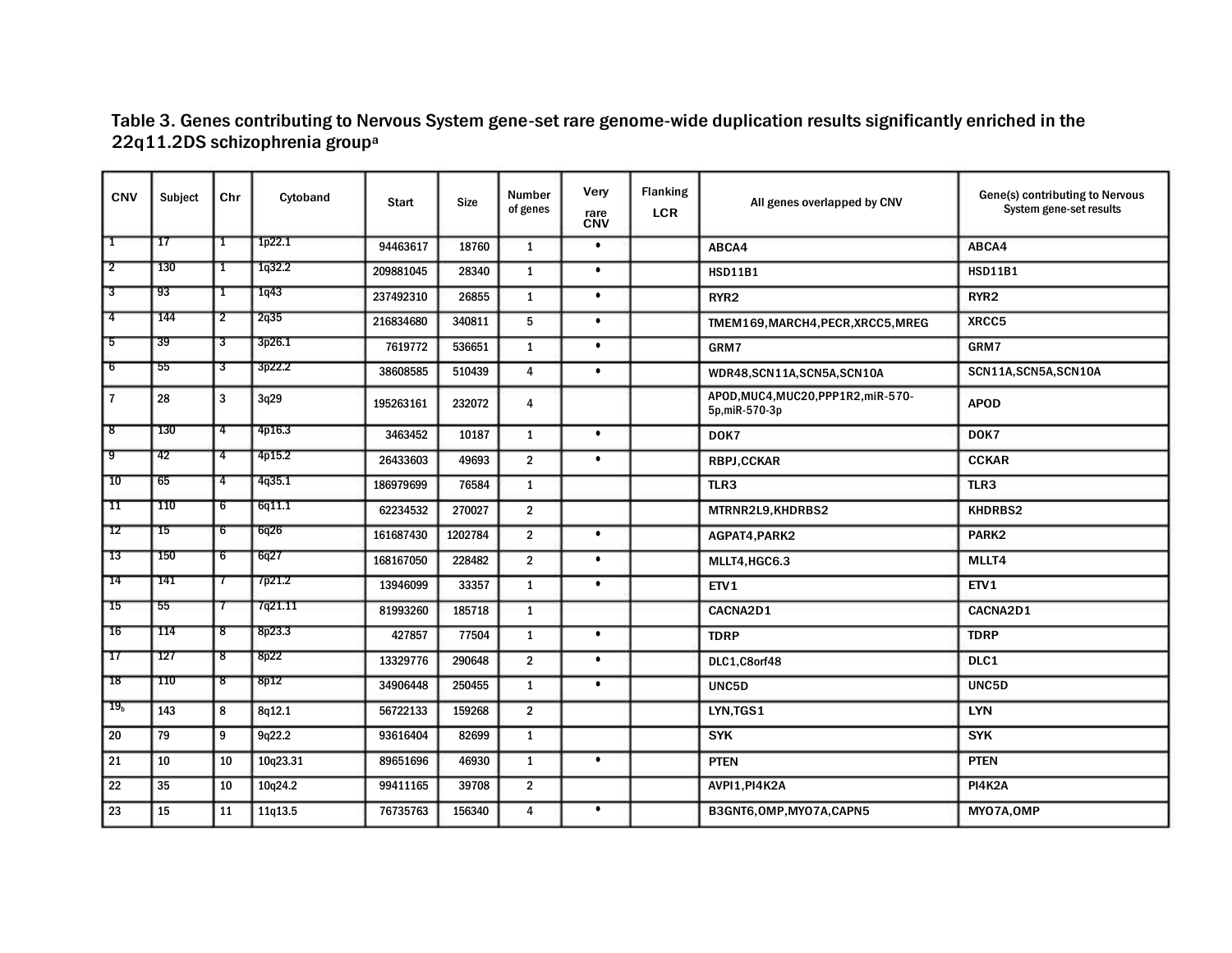Table 3. Genes contributing to Nervous System gene-set rare genome-wide duplication results significantly enriched in the 22q11.2DS schizophrenia group[a]

| CNV | Subject | Chr | Cytoband | Start | Size | Number of genes | Very rare CNV | Flanking LCR | All genes overlapped by CNV | Gene(s) contributing to Nervous System gene-set results |
|---|---|---|---|---|---|---|---|---|---|---|
| 1 | 17 | 1 | 1p22.1 | 94463617 | 18760 | 1 | • | | ABCA4 | ABCA4 |
| 2 | 130 | 1 | 1q32.2 | 209881045 | 28340 | 1 | • | | HSD11B1 | HSD11B1 |
| 3 | 93 | 1 | 1q43 | 237492310 | 26855 | 1 | • | | RYR2 | RYR2 |
| 4 | 144 | 2 | 2q35 | 216834680 | 340811 | 5 | • | | TMEM169,MARCH4,PECR,XRCC5,MREG | XRCC5 |
| 5 | 39 | 3 | 3p26.1 | 7619772 | 536651 | 1 | • | | GRM7 | GRM7 |
| 6 | 55 | 3 | 3p22.2 | 38608585 | 510439 | 4 | • | | WDR48,SCN11A,SCN5A,SCN10A | SCN11A,SCN5A,SCN10A |
| 7 | 28 | 3 | 3q29 | 195263161 | 232072 | 4 | | | APOD,MUC4,MUC20,PPP1R2,miR-570-5p,miR-570-3p | APOD |
| 8 | 130 | 4 | 4p16.3 | 3463452 | 10187 | 1 | • | | DOK7 | DOK7 |
| 9 | 42 | 4 | 4p15.2 | 26433603 | 49693 | 2 | • | | RBPJ,CCKAR | CCKAR |
| 10 | 65 | 4 | 4q35.1 | 186979699 | 76584 | 1 | | | TLR3 | TLR3 |
| 11 | 110 | 6 | 6q11.1 | 62234532 | 270027 | 2 | | | MTRNR2L9,KHDRBS2 | KHDRBS2 |
| 12 | 15 | 6 | 6q26 | 161687430 | 1202784 | 2 | • | | AGPAT4,PARK2 | PARK2 |
| 13 | 150 | 6 | 6q27 | 168167050 | 228482 | 2 | • | | MLLT4,HGC6.3 | MLLT4 |
| 14 | 141 | 7 | 7p21.2 | 13946099 | 33357 | 1 | • | | ETV1 | ETV1 |
| 15 | 55 | 7 | 7q21.11 | 81993260 | 185718 | 1 | | | CACNA2D1 | CACNA2D1 |
| 16 | 114 | 8 | 8p23.3 | 427857 | 77504 | 1 | • | | TDRP | TDRP |
| 17 | 127 | 8 | 8p22 | 13329776 | 290648 | 2 | • | | DLC1,C8orf48 | DLC1 |
| 18 | 110 | 8 | 8p12 | 34906448 | 250455 | 1 | • | | UNC5D | UNC5D |
| 19[b] | 143 | 8 | 8q12.1 | 56722133 | 159268 | 2 | | | LYN,TGS1 | LYN |
| 20 | 79 | 9 | 9q22.2 | 93616404 | 82699 | 1 | | | SYK | SYK |
| 21 | 10 | 10 | 10q23.31 | 89651696 | 46930 | 1 | • | | PTEN | PTEN |
| 22 | 35 | 10 | 10q24.2 | 99411165 | 39708 | 2 | | | AVPI1,PI4K2A | PI4K2A |
| 23 | 15 | 11 | 11q13.5 | 76735763 | 156340 | 4 | • | | B3GNT6,OMP,MYO7A,CAPN5 | MYO7A,OMP |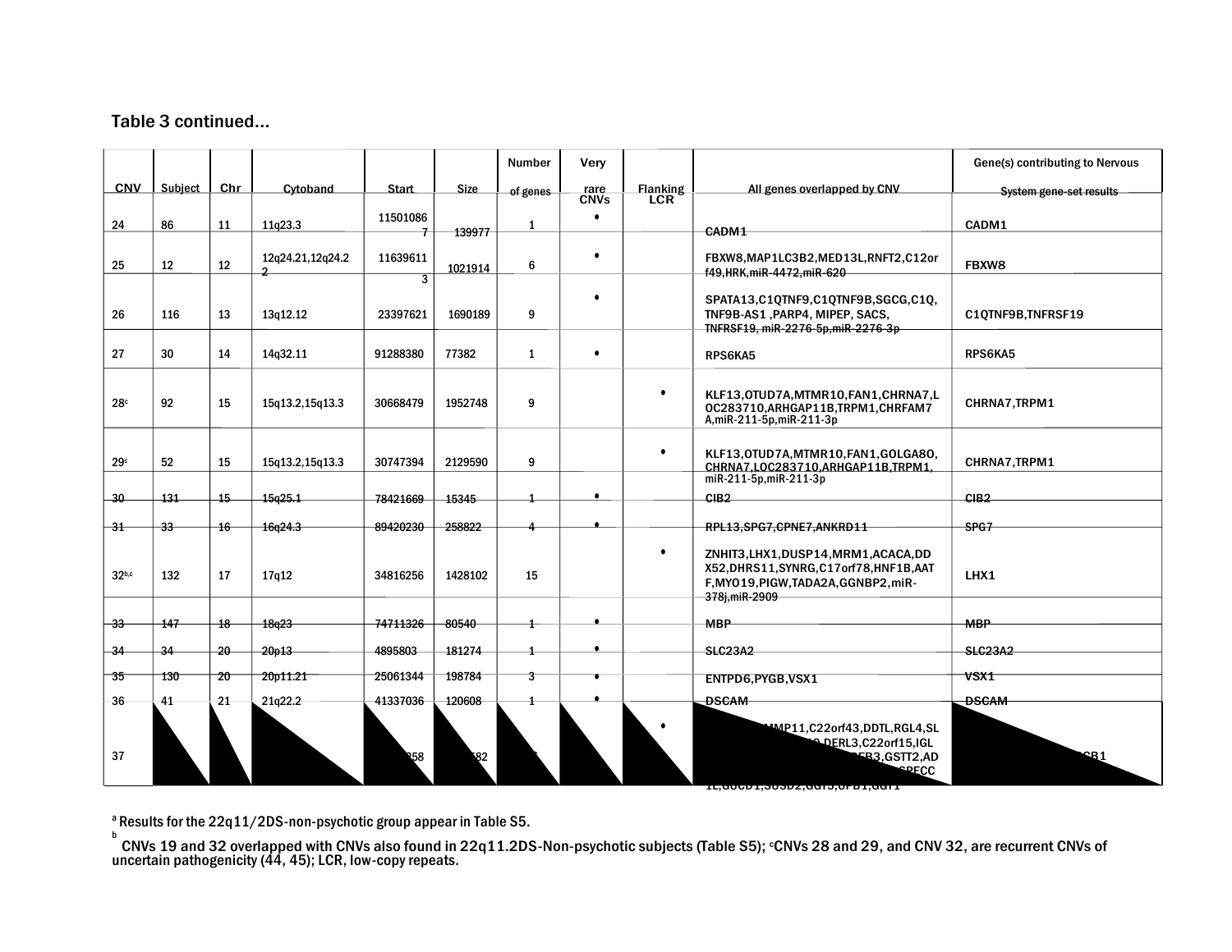Table 3 continued…

| CNV | Subject | Chr | Cytoband | Start | Size | Number of genes | Very rare CNVs | Flanking LCR | All genes overlapped by CNV | Gene(s) contributing to Nervous System gene-set results |
|---|---|---|---|---|---|---|---|---|---|---|
| 24 | 86 | 11 | 11q23.3 | 115010867 | 139977 | 1 | • | | CADM1 | CADM1 |
| 25 | 12 | 12 | 12q24.21,12q24.22 | 116396113 | 1021914 | 6 | • | | FBXW8,MAP1LC3B2,MED13L,RNFT2,C12orf49,HRK,miR-4472,miR-620 | FBXW8 |
| 26 | 116 | 13 | 13q12.12 | 23397621 | 1690189 | 9 | • | | SPATA13,C1QTNF9,C1QTNF9B,SGCG,C1Q,TNF9B-AS1 ,PARP4, MIPEP, SACS, TNFRSF19, miR-2276-5p,miR-2276-3p | C1QTNF9B,TNFRSF19 |
| 27 | 30 | 14 | 14q32.11 | 91288380 | 77382 | 1 | • | | RPS6KA5 | RPS6KA5 |
| 28[c] | 92 | 15 | 15q13.2,15q13.3 | 30668479 | 1952748 | 9 | | • | KLF13,OTUD7A,MTMR10,FAN1,CHRNA7,LOC283710,ARHGAP11B,TRPM1,CHRFAM7A,miR-211-5p,miR-211-3p | CHRNA7,TRPM1 |
| 29[c] | 52 | 15 | 15q13.2,15q13.3 | 30747394 | 2129590 | 9 | | • | KLF13,OTUD7A,MTMR10,FAN1,GOLGA8O,CHRNA7,LOC283710,ARHGAP11B,TRPM1,miR-211-5p,miR-211-3p | CHRNA7,TRPM1 |
| 30 | 131 | 15 | 15q25.1 | 78421669 | 15345 | 1 | • | | CIB2 | CIB2 |
| 31 | 33 | 16 | 16q24.3 | 89420230 | 258822 | 4 | • | | RPL13,SPG7,CPNE7,ANKRD11 | SPG7 |
| 32[b,c] | 132 | 17 | 17q12 | 34816256 | 1428102 | 15 | | • | ZNHIT3,LHX1,DUSP14,MRM1,ACACA,DDX52,DHRS11,SYNRG,C17orf78,HNF1B,AATF,MYO19,PIGW,TADA2A,GGNBP2,miR-378j,miR-2909 | LHX1 |
| 33 | 147 | 18 | 18q23 | 74711326 | 80540 | 1 | • | | MBP | MBP |
| 34 | 34 | 20 | 20p13 | 4895803 | 181274 | 1 | • | | SLC23A2 | SLC23A2 |
| 35 | 130 | 20 | 20p11.21 | 25061344 | 198784 | 3 | • | | ENTPD6,PYGB,VSX1 | VSX1 |
| 36 | 41 | 21 | 21q22.2 | 41337036 | 120608 | 1 | • | | DSCAM | DSCAM |
| 37 | | | | …258 | …582 | | | • | …MMP11,C22orf43,DDTL,RGL4,SL…DERL3,C22orf15,IGL…B3,GSTT2,AD…SPECC1L,GUCD1,SUSD2,GGT5,UPB1,GGT1 | …GB1 |

[a] Results for the 22q11/2DS-non-psychotic group appear in Table S5.

[b] CNVs 19 and 32 overlapped with CNVs also found in 22q11.2DS-Non-psychotic subjects (Table S5); [c]CNVs 28 and 29, and CNV 32, are recurrent CNVs of uncertain pathogenicity (44, 45); LCR, low-copy repeats.